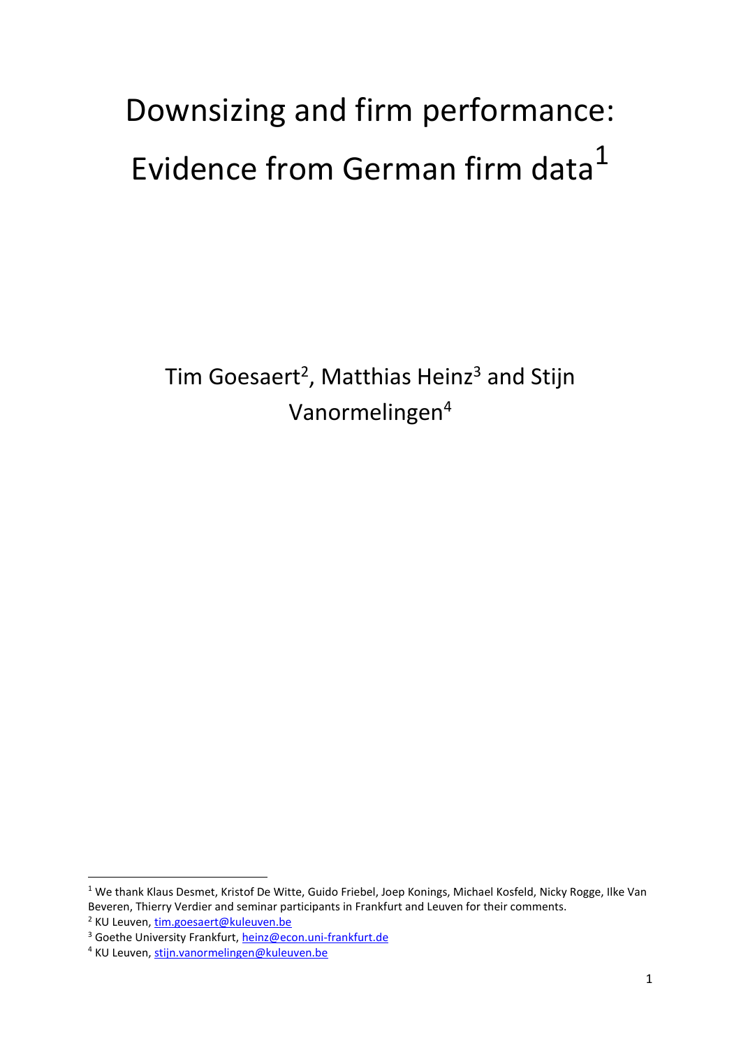# Downsizing and firm performance: Evidence from German firm data[1]

Tim Goesaert[2], Matthias Heinz[3] and Stijn Vanormelingen[4]

---

[1] We thank Klaus Desmet, Kristof De Witte, Guido Friebel, Joep Konings, Michael Kosfeld, Nicky Rogge, Ilke Van Beveren, Thierry Verdier and seminar participants in Frankfurt and Leuven for their comments.

[2] KU Leuven, tim.goesaert@kuleuven.be

[3] Goethe University Frankfurt, heinz@econ.uni-frankfurt.de

[4] KU Leuven, stijn.vanormelingen@kuleuven.be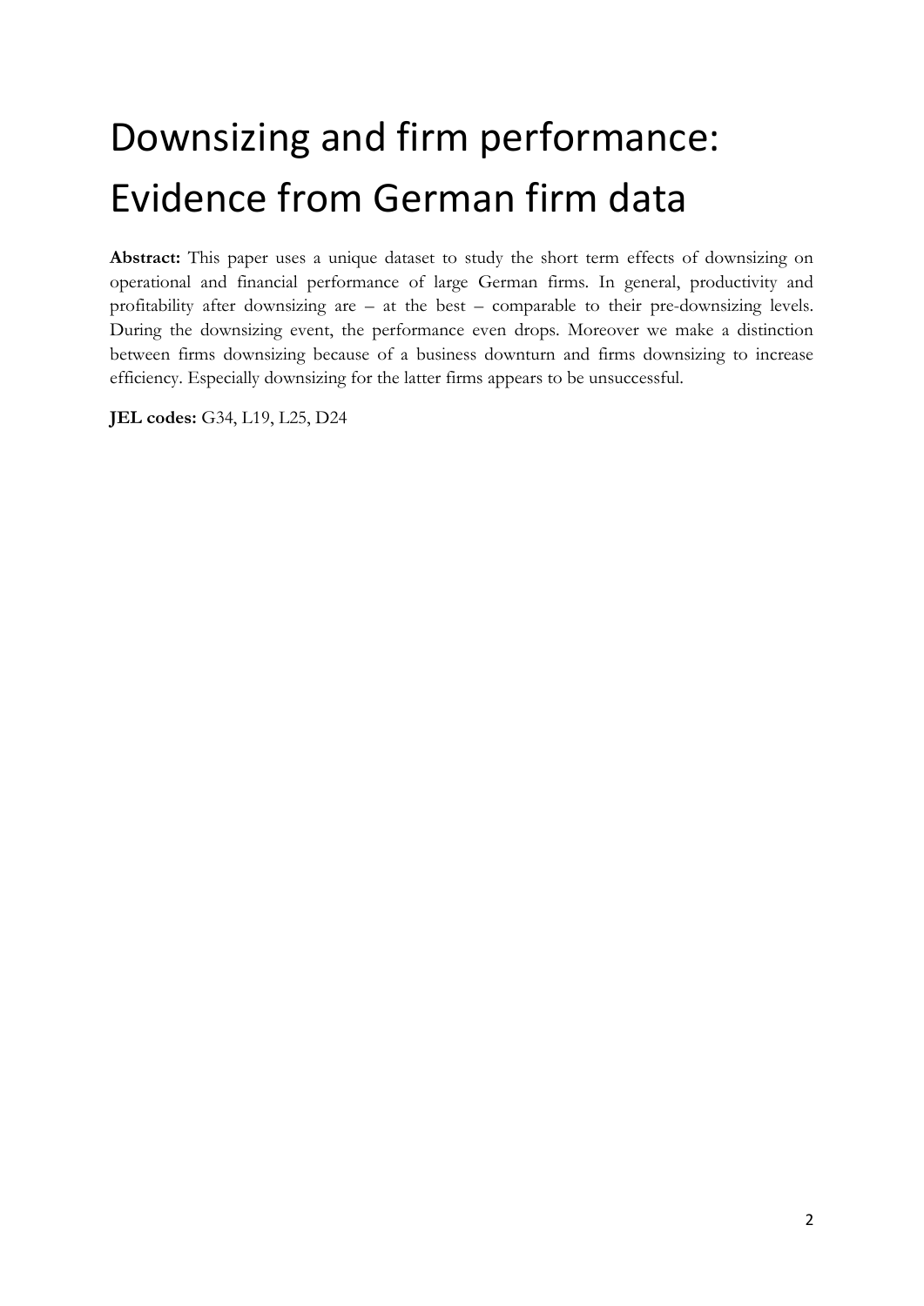# Downsizing and firm performance: Evidence from German firm data

**Abstract:** This paper uses a unique dataset to study the short term effects of downsizing on operational and financial performance of large German firms. In general, productivity and profitability after downsizing are – at the best – comparable to their pre-downsizing levels. During the downsizing event, the performance even drops. Moreover we make a distinction between firms downsizing because of a business downturn and firms downsizing to increase efficiency. Especially downsizing for the latter firms appears to be unsuccessful.

**JEL codes:** G34, L19, L25, D24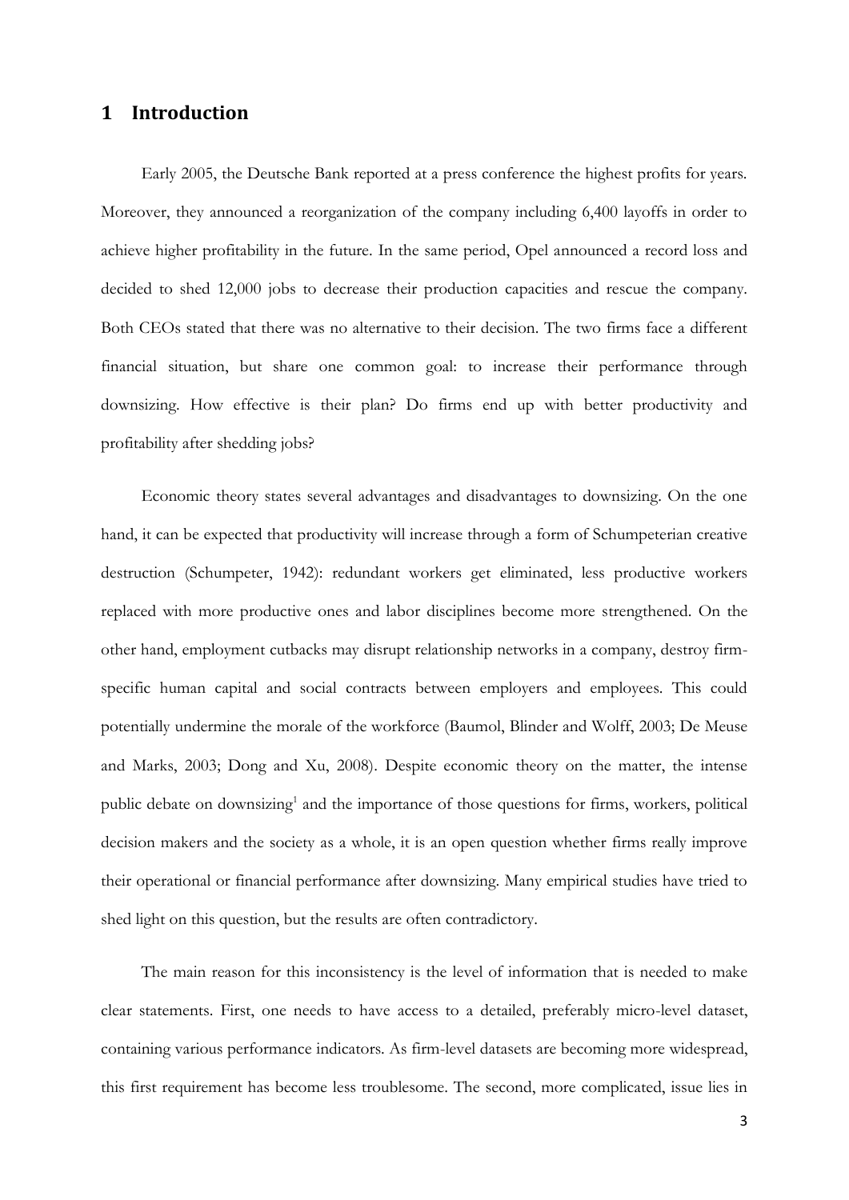# 1 Introduction

Early 2005, the Deutsche Bank reported at a press conference the highest profits for years. Moreover, they announced a reorganization of the company including 6,400 layoffs in order to achieve higher profitability in the future. In the same period, Opel announced a record loss and decided to shed 12,000 jobs to decrease their production capacities and rescue the company. Both CEOs stated that there was no alternative to their decision. The two firms face a different financial situation, but share one common goal: to increase their performance through downsizing. How effective is their plan? Do firms end up with better productivity and profitability after shedding jobs?

Economic theory states several advantages and disadvantages to downsizing. On the one hand, it can be expected that productivity will increase through a form of Schumpeterian creative destruction (Schumpeter, 1942): redundant workers get eliminated, less productive workers replaced with more productive ones and labor disciplines become more strengthened. On the other hand, employment cutbacks may disrupt relationship networks in a company, destroy firm-specific human capital and social contracts between employers and employees. This could potentially undermine the morale of the workforce (Baumol, Blinder and Wolff, 2003; De Meuse and Marks, 2003; Dong and Xu, 2008). Despite economic theory on the matter, the intense public debate on downsizing[1] and the importance of those questions for firms, workers, political decision makers and the society as a whole, it is an open question whether firms really improve their operational or financial performance after downsizing. Many empirical studies have tried to shed light on this question, but the results are often contradictory.

The main reason for this inconsistency is the level of information that is needed to make clear statements. First, one needs to have access to a detailed, preferably micro-level dataset, containing various performance indicators. As firm-level datasets are becoming more widespread, this first requirement has become less troublesome. The second, more complicated, issue lies in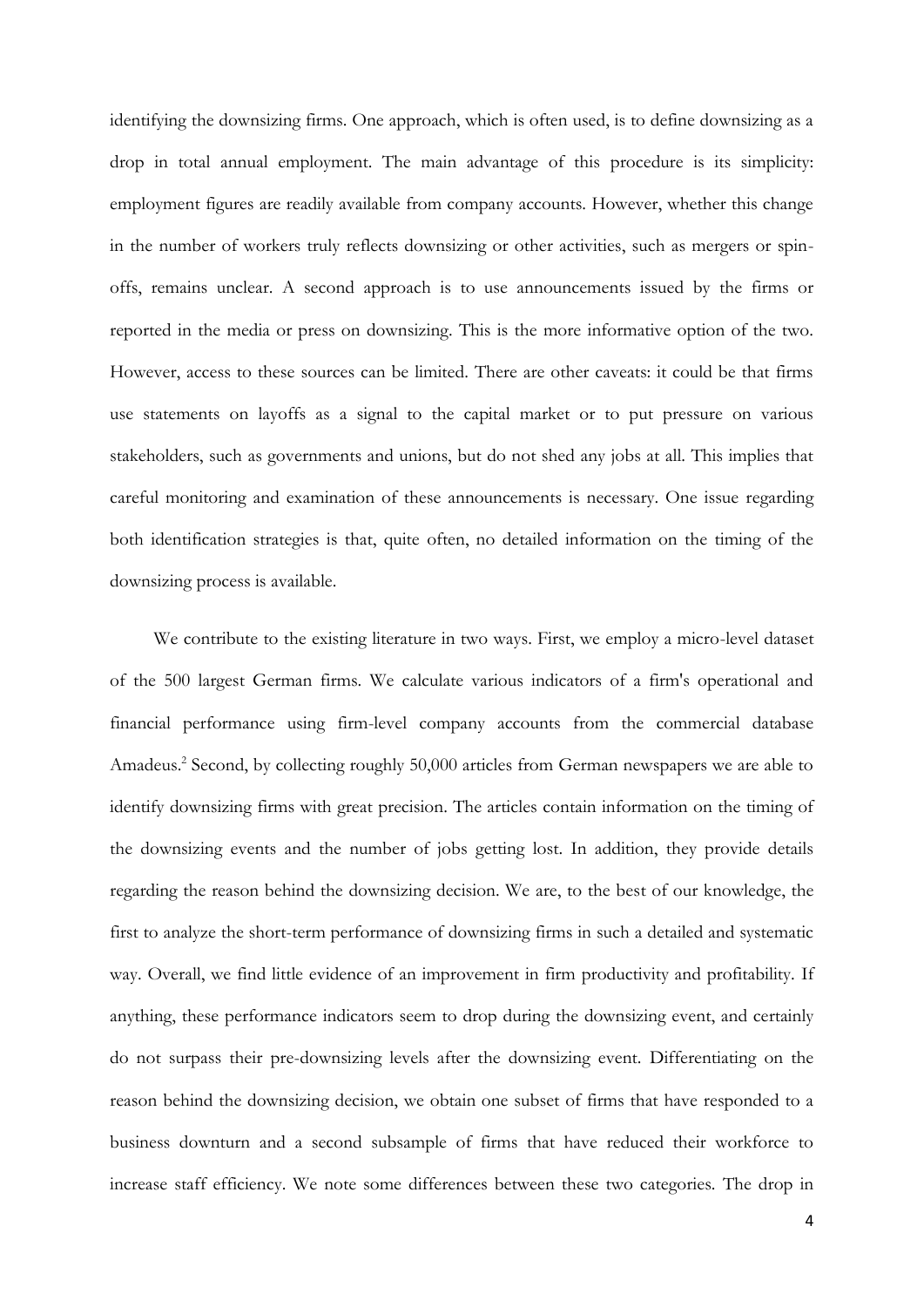identifying the downsizing firms. One approach, which is often used, is to define downsizing as a drop in total annual employment. The main advantage of this procedure is its simplicity: employment figures are readily available from company accounts. However, whether this change in the number of workers truly reflects downsizing or other activities, such as mergers or spin-offs, remains unclear. A second approach is to use announcements issued by the firms or reported in the media or press on downsizing. This is the more informative option of the two. However, access to these sources can be limited. There are other caveats: it could be that firms use statements on layoffs as a signal to the capital market or to put pressure on various stakeholders, such as governments and unions, but do not shed any jobs at all. This implies that careful monitoring and examination of these announcements is necessary. One issue regarding both identification strategies is that, quite often, no detailed information on the timing of the downsizing process is available.

We contribute to the existing literature in two ways. First, we employ a micro-level dataset of the 500 largest German firms. We calculate various indicators of a firm's operational and financial performance using firm-level company accounts from the commercial database Amadeus.[2] Second, by collecting roughly 50,000 articles from German newspapers we are able to identify downsizing firms with great precision. The articles contain information on the timing of the downsizing events and the number of jobs getting lost. In addition, they provide details regarding the reason behind the downsizing decision. We are, to the best of our knowledge, the first to analyze the short-term performance of downsizing firms in such a detailed and systematic way. Overall, we find little evidence of an improvement in firm productivity and profitability. If anything, these performance indicators seem to drop during the downsizing event, and certainly do not surpass their pre-downsizing levels after the downsizing event. Differentiating on the reason behind the downsizing decision, we obtain one subset of firms that have responded to a business downturn and a second subsample of firms that have reduced their workforce to increase staff efficiency. We note some differences between these two categories. The drop in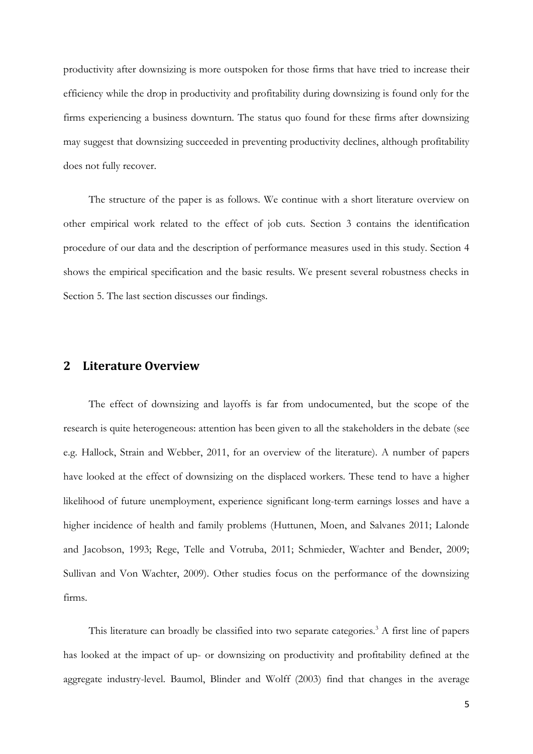productivity after downsizing is more outspoken for those firms that have tried to increase their efficiency while the drop in productivity and profitability during downsizing is found only for the firms experiencing a business downturn. The status quo found for these firms after downsizing may suggest that downsizing succeeded in preventing productivity declines, although profitability does not fully recover.

The structure of the paper is as follows. We continue with a short literature overview on other empirical work related to the effect of job cuts. Section 3 contains the identification procedure of our data and the description of performance measures used in this study. Section 4 shows the empirical specification and the basic results. We present several robustness checks in Section 5. The last section discusses our findings.

## 2 Literature Overview

The effect of downsizing and layoffs is far from undocumented, but the scope of the research is quite heterogeneous: attention has been given to all the stakeholders in the debate (see e.g. Hallock, Strain and Webber, 2011, for an overview of the literature). A number of papers have looked at the effect of downsizing on the displaced workers. These tend to have a higher likelihood of future unemployment, experience significant long-term earnings losses and have a higher incidence of health and family problems (Huttunen, Moen, and Salvanes 2011; Lalonde and Jacobson, 1993; Rege, Telle and Votruba, 2011; Schmieder, Wachter and Bender, 2009; Sullivan and Von Wachter, 2009). Other studies focus on the performance of the downsizing firms.

This literature can broadly be classified into two separate categories.[3] A first line of papers has looked at the impact of up- or downsizing on productivity and profitability defined at the aggregate industry-level. Baumol, Blinder and Wolff (2003) find that changes in the average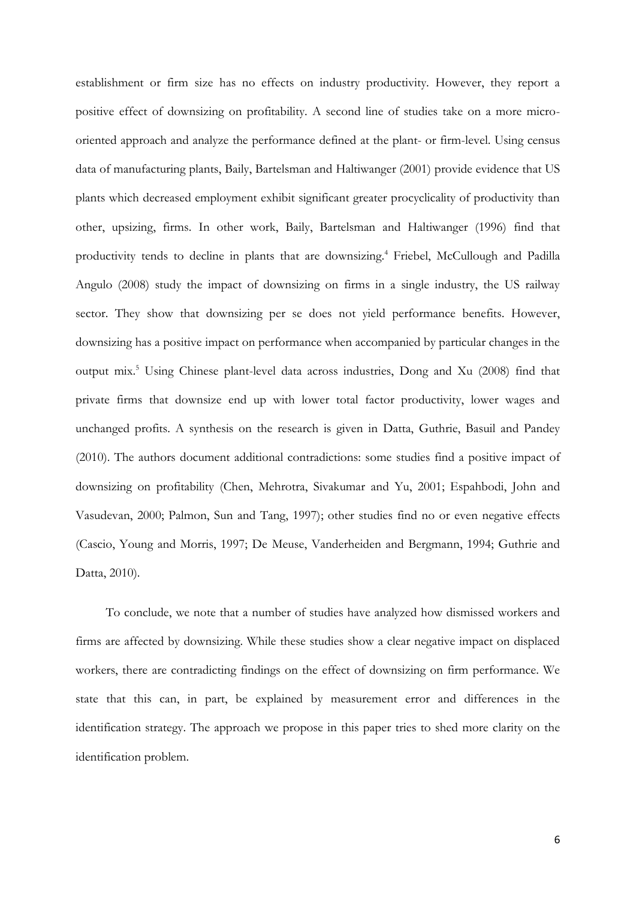establishment or firm size has no effects on industry productivity. However, they report a positive effect of downsizing on profitability. A second line of studies take on a more micro-oriented approach and analyze the performance defined at the plant- or firm-level. Using census data of manufacturing plants, Baily, Bartelsman and Haltiwanger (2001) provide evidence that US plants which decreased employment exhibit significant greater procyclicality of productivity than other, upsizing, firms. In other work, Baily, Bartelsman and Haltiwanger (1996) find that productivity tends to decline in plants that are downsizing.[4] Friebel, McCullough and Padilla Angulo (2008) study the impact of downsizing on firms in a single industry, the US railway sector. They show that downsizing per se does not yield performance benefits. However, downsizing has a positive impact on performance when accompanied by particular changes in the output mix.[5] Using Chinese plant-level data across industries, Dong and Xu (2008) find that private firms that downsize end up with lower total factor productivity, lower wages and unchanged profits. A synthesis on the research is given in Datta, Guthrie, Basuil and Pandey (2010). The authors document additional contradictions: some studies find a positive impact of downsizing on profitability (Chen, Mehrotra, Sivakumar and Yu, 2001; Espahbodi, John and Vasudevan, 2000; Palmon, Sun and Tang, 1997); other studies find no or even negative effects (Cascio, Young and Morris, 1997; De Meuse, Vanderheiden and Bergmann, 1994; Guthrie and Datta, 2010).

To conclude, we note that a number of studies have analyzed how dismissed workers and firms are affected by downsizing. While these studies show a clear negative impact on displaced workers, there are contradicting findings on the effect of downsizing on firm performance. We state that this can, in part, be explained by measurement error and differences in the identification strategy. The approach we propose in this paper tries to shed more clarity on the identification problem.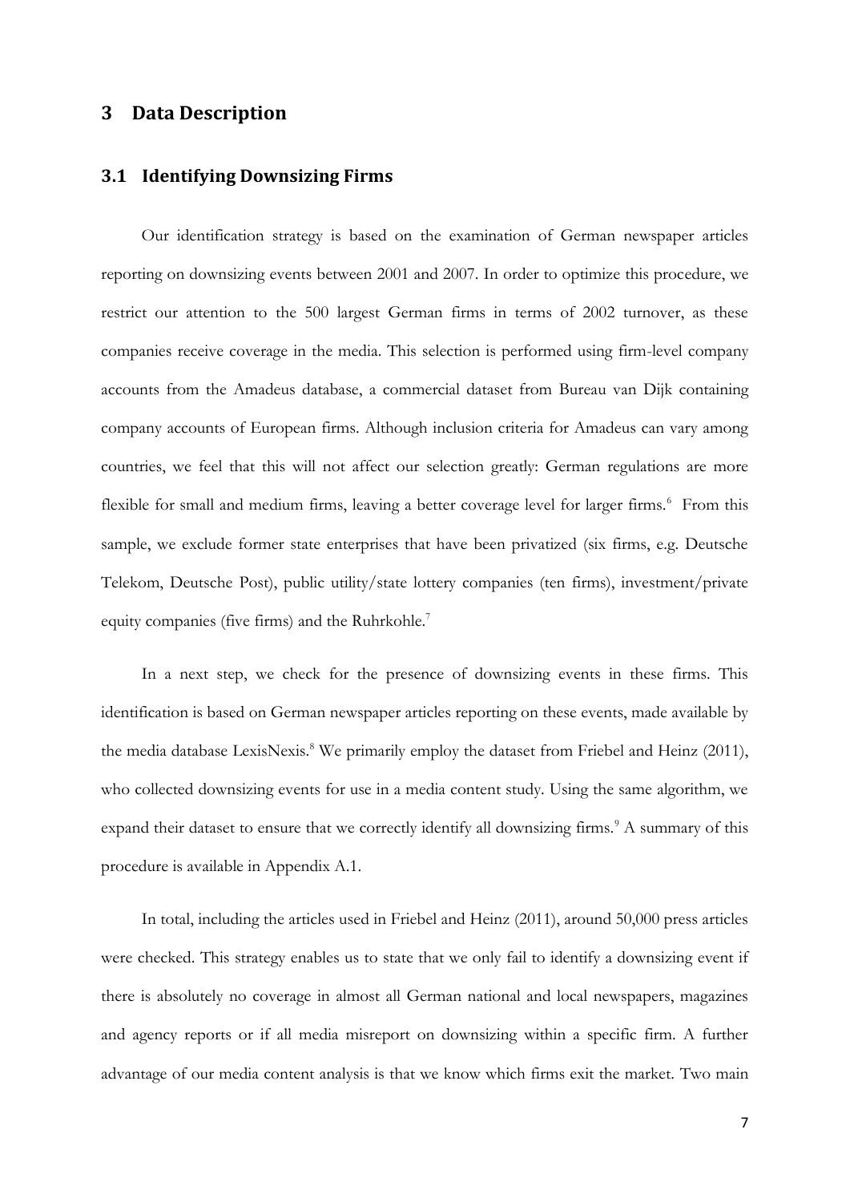## 3 Data Description

### 3.1 Identifying Downsizing Firms

Our identification strategy is based on the examination of German newspaper articles reporting on downsizing events between 2001 and 2007. In order to optimize this procedure, we restrict our attention to the 500 largest German firms in terms of 2002 turnover, as these companies receive coverage in the media. This selection is performed using firm-level company accounts from the Amadeus database, a commercial dataset from Bureau van Dijk containing company accounts of European firms. Although inclusion criteria for Amadeus can vary among countries, we feel that this will not affect our selection greatly: German regulations are more flexible for small and medium firms, leaving a better coverage level for larger firms.[6] From this sample, we exclude former state enterprises that have been privatized (six firms, e.g. Deutsche Telekom, Deutsche Post), public utility/state lottery companies (ten firms), investment/private equity companies (five firms) and the Ruhrkohle.[7]

In a next step, we check for the presence of downsizing events in these firms. This identification is based on German newspaper articles reporting on these events, made available by the media database LexisNexis.[8] We primarily employ the dataset from Friebel and Heinz (2011), who collected downsizing events for use in a media content study. Using the same algorithm, we expand their dataset to ensure that we correctly identify all downsizing firms.[9] A summary of this procedure is available in Appendix A.1.

In total, including the articles used in Friebel and Heinz (2011), around 50,000 press articles were checked. This strategy enables us to state that we only fail to identify a downsizing event if there is absolutely no coverage in almost all German national and local newspapers, magazines and agency reports or if all media misreport on downsizing within a specific firm. A further advantage of our media content analysis is that we know which firms exit the market. Two main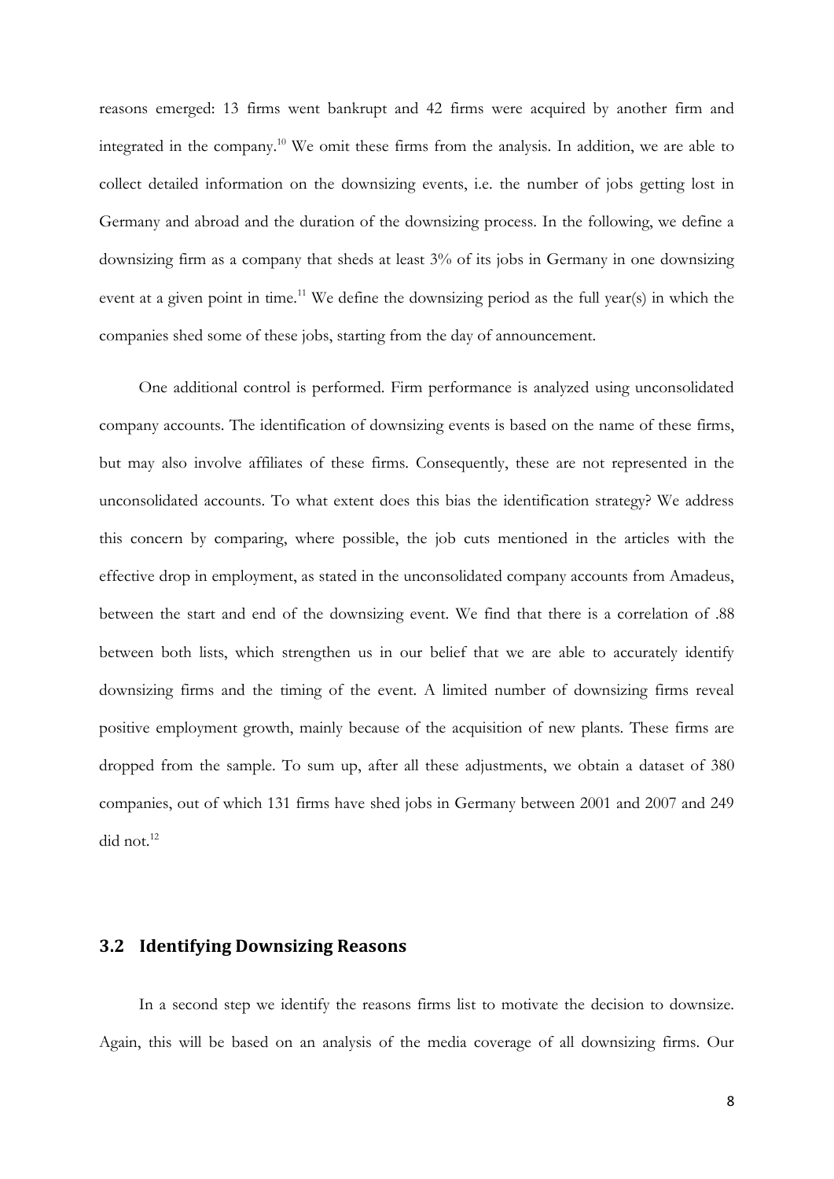reasons emerged: 13 firms went bankrupt and 42 firms were acquired by another firm and integrated in the company.[10] We omit these firms from the analysis. In addition, we are able to collect detailed information on the downsizing events, i.e. the number of jobs getting lost in Germany and abroad and the duration of the downsizing process. In the following, we define a downsizing firm as a company that sheds at least 3% of its jobs in Germany in one downsizing event at a given point in time.[11] We define the downsizing period as the full year(s) in which the companies shed some of these jobs, starting from the day of announcement.

One additional control is performed. Firm performance is analyzed using unconsolidated company accounts. The identification of downsizing events is based on the name of these firms, but may also involve affiliates of these firms. Consequently, these are not represented in the unconsolidated accounts. To what extent does this bias the identification strategy? We address this concern by comparing, where possible, the job cuts mentioned in the articles with the effective drop in employment, as stated in the unconsolidated company accounts from Amadeus, between the start and end of the downsizing event. We find that there is a correlation of .88 between both lists, which strengthen us in our belief that we are able to accurately identify downsizing firms and the timing of the event. A limited number of downsizing firms reveal positive employment growth, mainly because of the acquisition of new plants. These firms are dropped from the sample. To sum up, after all these adjustments, we obtain a dataset of 380 companies, out of which 131 firms have shed jobs in Germany between 2001 and 2007 and 249 did not.[12]

## 3.2 Identifying Downsizing Reasons

In a second step we identify the reasons firms list to motivate the decision to downsize. Again, this will be based on an analysis of the media coverage of all downsizing firms. Our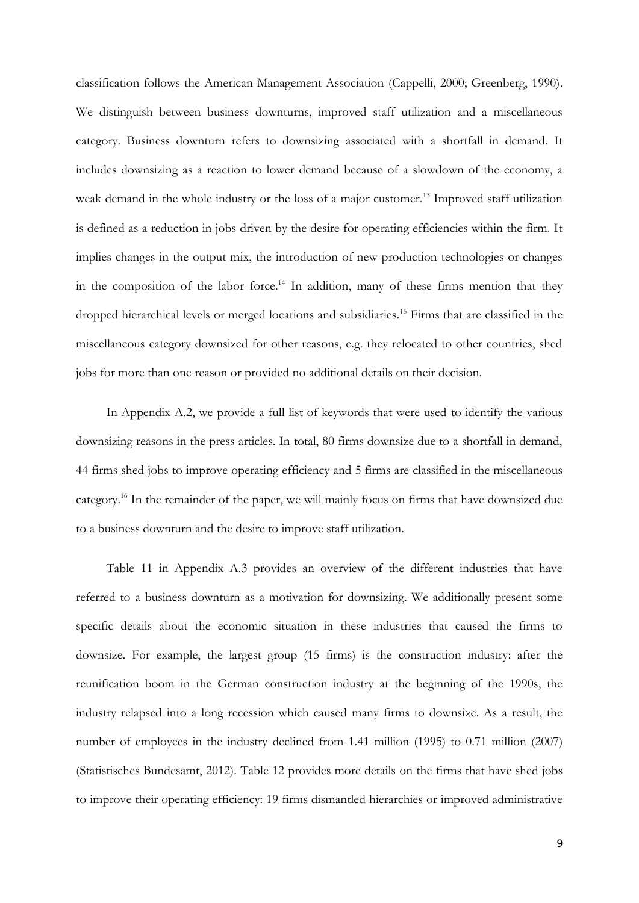classification follows the American Management Association (Cappelli, 2000; Greenberg, 1990). We distinguish between business downturns, improved staff utilization and a miscellaneous category. Business downturn refers to downsizing associated with a shortfall in demand. It includes downsizing as a reaction to lower demand because of a slowdown of the economy, a weak demand in the whole industry or the loss of a major customer.[13] Improved staff utilization is defined as a reduction in jobs driven by the desire for operating efficiencies within the firm. It implies changes in the output mix, the introduction of new production technologies or changes in the composition of the labor force.[14] In addition, many of these firms mention that they dropped hierarchical levels or merged locations and subsidiaries.[15] Firms that are classified in the miscellaneous category downsized for other reasons, e.g. they relocated to other countries, shed jobs for more than one reason or provided no additional details on their decision.

In Appendix A.2, we provide a full list of keywords that were used to identify the various downsizing reasons in the press articles. In total, 80 firms downsize due to a shortfall in demand, 44 firms shed jobs to improve operating efficiency and 5 firms are classified in the miscellaneous category.[16] In the remainder of the paper, we will mainly focus on firms that have downsized due to a business downturn and the desire to improve staff utilization.

Table 11 in Appendix A.3 provides an overview of the different industries that have referred to a business downturn as a motivation for downsizing. We additionally present some specific details about the economic situation in these industries that caused the firms to downsize. For example, the largest group (15 firms) is the construction industry: after the reunification boom in the German construction industry at the beginning of the 1990s, the industry relapsed into a long recession which caused many firms to downsize. As a result, the number of employees in the industry declined from 1.41 million (1995) to 0.71 million (2007) (Statistisches Bundesamt, 2012). Table 12 provides more details on the firms that have shed jobs to improve their operating efficiency: 19 firms dismantled hierarchies or improved administrative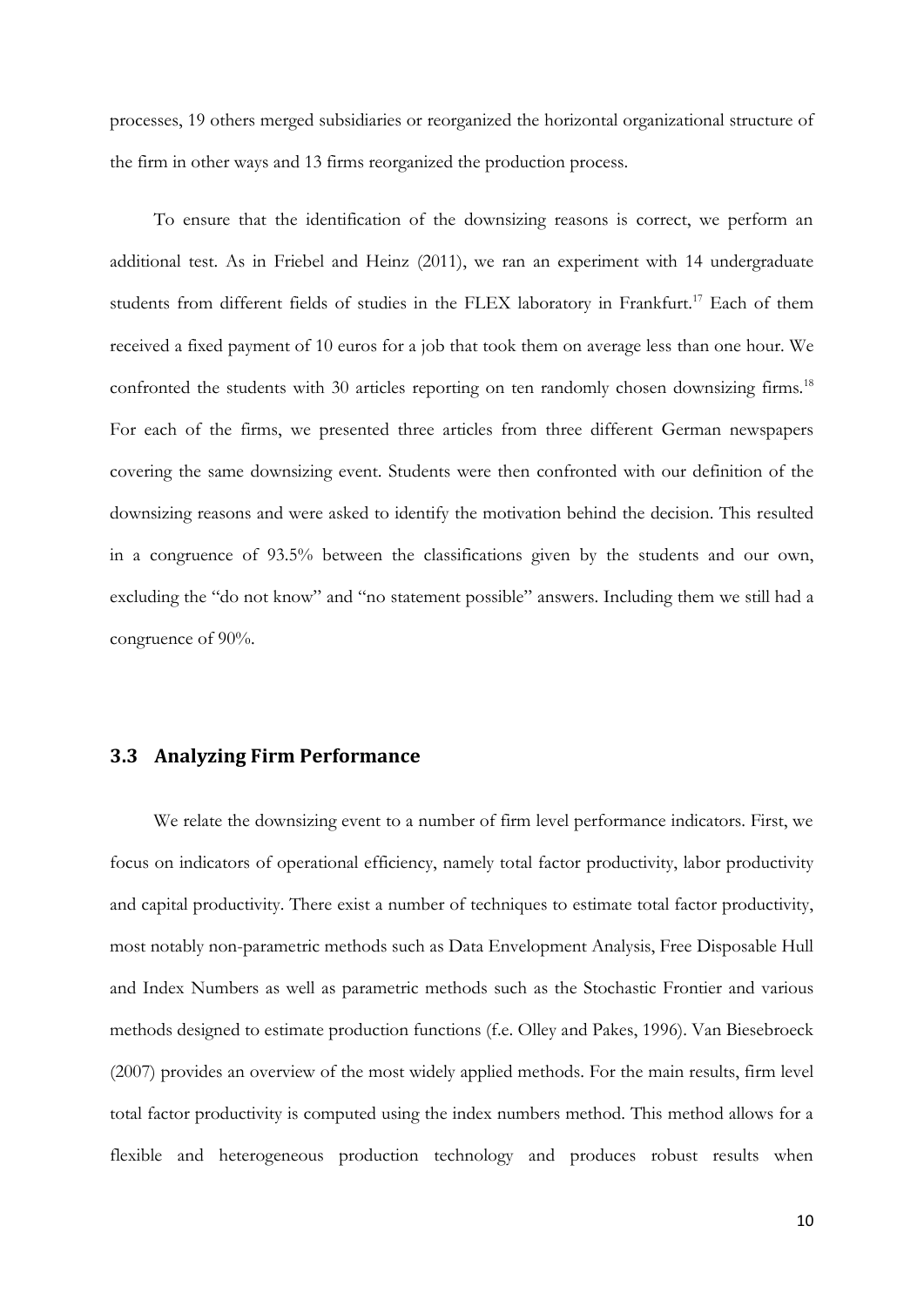processes, 19 others merged subsidiaries or reorganized the horizontal organizational structure of the firm in other ways and 13 firms reorganized the production process.

To ensure that the identification of the downsizing reasons is correct, we perform an additional test. As in Friebel and Heinz (2011), we ran an experiment with 14 undergraduate students from different fields of studies in the FLEX laboratory in Frankfurt.[17] Each of them received a fixed payment of 10 euros for a job that took them on average less than one hour. We confronted the students with 30 articles reporting on ten randomly chosen downsizing firms.[18] For each of the firms, we presented three articles from three different German newspapers covering the same downsizing event. Students were then confronted with our definition of the downsizing reasons and were asked to identify the motivation behind the decision. This resulted in a congruence of 93.5% between the classifications given by the students and our own, excluding the "do not know" and "no statement possible" answers. Including them we still had a congruence of 90%.

## 3.3 Analyzing Firm Performance

We relate the downsizing event to a number of firm level performance indicators. First, we focus on indicators of operational efficiency, namely total factor productivity, labor productivity and capital productivity. There exist a number of techniques to estimate total factor productivity, most notably non-parametric methods such as Data Envelopment Analysis, Free Disposable Hull and Index Numbers as well as parametric methods such as the Stochastic Frontier and various methods designed to estimate production functions (f.e. Olley and Pakes, 1996). Van Biesebroeck (2007) provides an overview of the most widely applied methods. For the main results, firm level total factor productivity is computed using the index numbers method. This method allows for a flexible and heterogeneous production technology and produces robust results when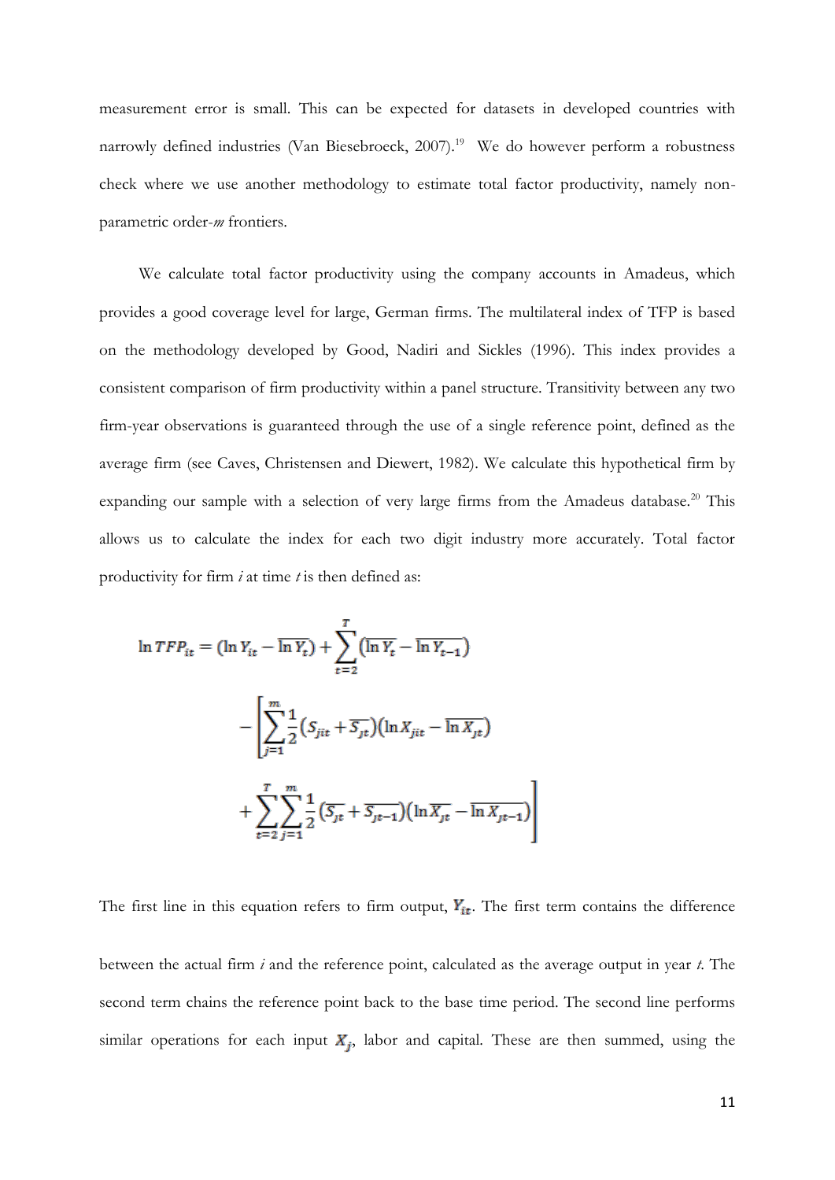measurement error is small. This can be expected for datasets in developed countries with narrowly defined industries (Van Biesebroeck, 2007).[19] We do however perform a robustness check where we use another methodology to estimate total factor productivity, namely non-parametric order-*m* frontiers.

We calculate total factor productivity using the company accounts in Amadeus, which provides a good coverage level for large, German firms. The multilateral index of TFP is based on the methodology developed by Good, Nadiri and Sickles (1996). This index provides a consistent comparison of firm productivity within a panel structure. Transitivity between any two firm-year observations is guaranteed through the use of a single reference point, defined as the average firm (see Caves, Christensen and Diewert, 1982). We calculate this hypothetical firm by expanding our sample with a selection of very large firms from the Amadeus database.[20] This allows us to calculate the index for each two digit industry more accurately. Total factor productivity for firm *i* at time *t* is then defined as:

$$\ln TFP_{it} = (\ln Y_{it} - \overline{\ln Y_t}) + \sum_{t=2}^{T} (\overline{\ln Y_t} - \overline{\ln Y_{t-1}})$$

$$- \left[ \sum_{j=1}^{m} \frac{1}{2} (S_{jit} + \overline{S_{jt}})(\ln X_{jit} - \overline{\ln X_{jt}}) + \sum_{t=2}^{T} \sum_{j=1}^{m} \frac{1}{2} (\overline{S_{jt}} + \overline{S_{jt-1}})(\ln \overline{X_{jt}} - \overline{\ln X_{jt-1}}) \right]$$

The first line in this equation refers to firm output, $Y_{it}$. The first term contains the difference between the actual firm *i* and the reference point, calculated as the average output in year *t*. The second term chains the reference point back to the base time period. The second line performs similar operations for each input $X_j$, labor and capital. These are then summed, using the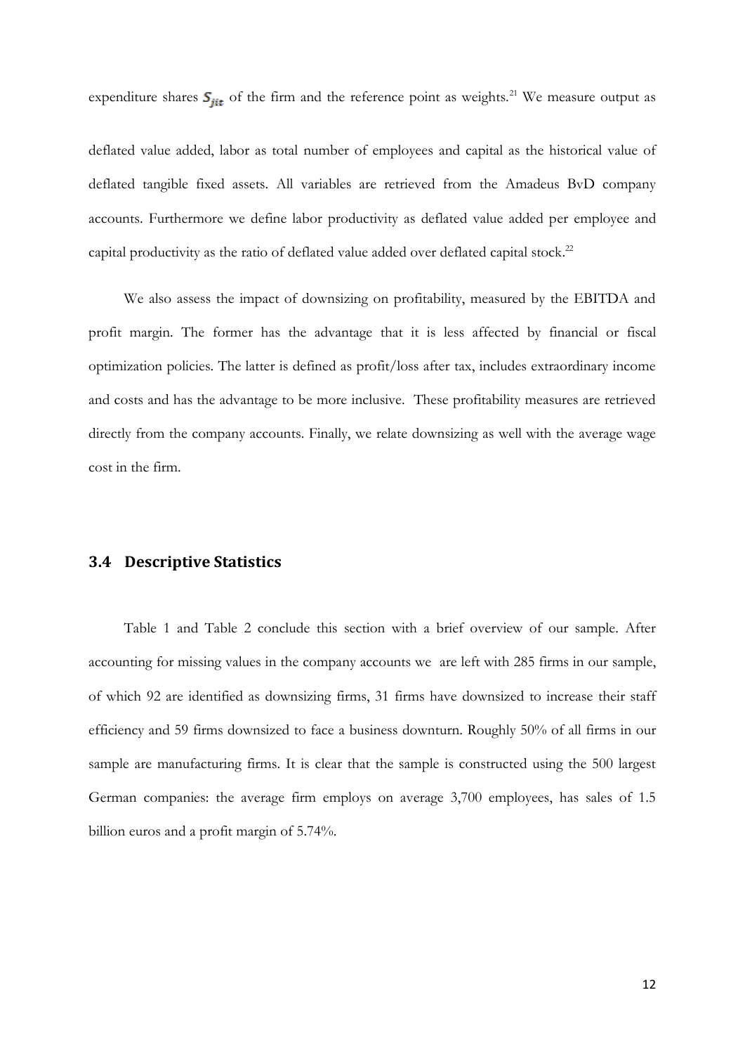expenditure shares $S_{jit}$ of the firm and the reference point as weights.[21] We measure output as deflated value added, labor as total number of employees and capital as the historical value of deflated tangible fixed assets. All variables are retrieved from the Amadeus BvD company accounts. Furthermore we define labor productivity as deflated value added per employee and capital productivity as the ratio of deflated value added over deflated capital stock.[22]

We also assess the impact of downsizing on profitability, measured by the EBITDA and profit margin. The former has the advantage that it is less affected by financial or fiscal optimization policies. The latter is defined as profit/loss after tax, includes extraordinary income and costs and has the advantage to be more inclusive. These profitability measures are retrieved directly from the company accounts. Finally, we relate downsizing as well with the average wage cost in the firm.

### 3.4 Descriptive Statistics

Table 1 and Table 2 conclude this section with a brief overview of our sample. After accounting for missing values in the company accounts we are left with 285 firms in our sample, of which 92 are identified as downsizing firms, 31 firms have downsized to increase their staff efficiency and 59 firms downsized to face a business downturn. Roughly 50% of all firms in our sample are manufacturing firms. It is clear that the sample is constructed using the 500 largest German companies: the average firm employs on average 3,700 employees, has sales of 1.5 billion euros and a profit margin of 5.74%.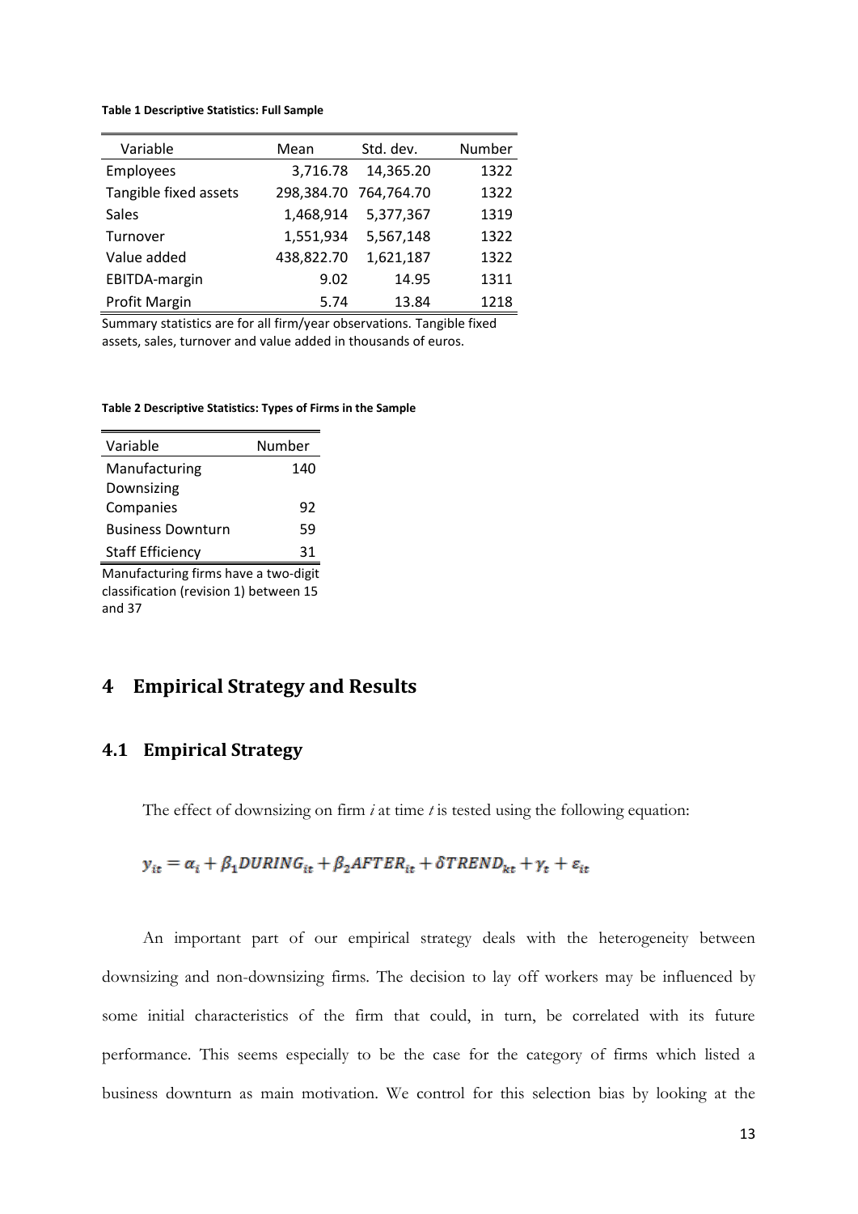**Table 1 Descriptive Statistics: Full Sample**

| Variable | Mean | Std. dev. | Number |
|---|---|---|---|
| Employees | 3,716.78 | 14,365.20 | 1322 |
| Tangible fixed assets | 298,384.70 | 764,764.70 | 1322 |
| Sales | 1,468,914 | 5,377,367 | 1319 |
| Turnover | 1,551,934 | 5,567,148 | 1322 |
| Value added | 438,822.70 | 1,621,187 | 1322 |
| EBITDA-margin | 9.02 | 14.95 | 1311 |
| Profit Margin | 5.74 | 13.84 | 1218 |

Summary statistics are for all firm/year observations. Tangible fixed assets, sales, turnover and value added in thousands of euros.

**Table 2 Descriptive Statistics: Types of Firms in the Sample**

| Variable | Number |
|---|---|
| Manufacturing | 140 |
| Downsizing Companies | 92 |
| Business Downturn | 59 |
| Staff Efficiency | 31 |

Manufacturing firms have a two-digit classification (revision 1) between 15 and 37

# 4 Empirical Strategy and Results

## 4.1 Empirical Strategy

The effect of downsizing on firm *i* at time *t* is tested using the following equation:

$$y_{it} = \alpha_i + \beta_1 DURING_{it} + \beta_2 AFTER_{it} + \delta TREND_{kt} + \gamma_t + \varepsilon_{it}$$

An important part of our empirical strategy deals with the heterogeneity between downsizing and non-downsizing firms. The decision to lay off workers may be influenced by some initial characteristics of the firm that could, in turn, be correlated with its future performance. This seems especially to be the case for the category of firms which listed a business downturn as main motivation. We control for this selection bias by looking at the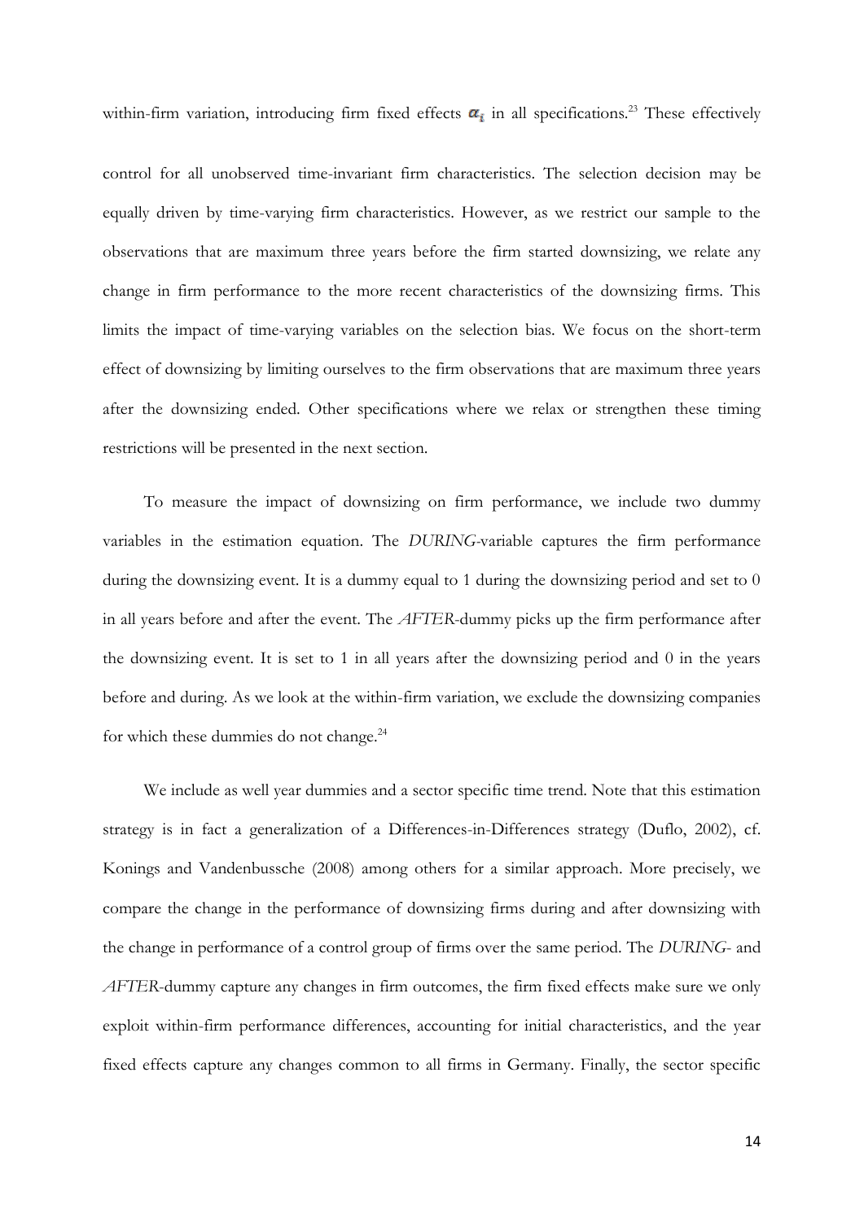within-firm variation, introducing firm fixed effects $\alpha_i$ in all specifications.[23] These effectively control for all unobserved time-invariant firm characteristics. The selection decision may be equally driven by time-varying firm characteristics. However, as we restrict our sample to the observations that are maximum three years before the firm started downsizing, we relate any change in firm performance to the more recent characteristics of the downsizing firms. This limits the impact of time-varying variables on the selection bias. We focus on the short-term effect of downsizing by limiting ourselves to the firm observations that are maximum three years after the downsizing ended. Other specifications where we relax or strengthen these timing restrictions will be presented in the next section.

To measure the impact of downsizing on firm performance, we include two dummy variables in the estimation equation. The *DURING*-variable captures the firm performance during the downsizing event. It is a dummy equal to 1 during the downsizing period and set to 0 in all years before and after the event. The *AFTER*-dummy picks up the firm performance after the downsizing event. It is set to 1 in all years after the downsizing period and 0 in the years before and during. As we look at the within-firm variation, we exclude the downsizing companies for which these dummies do not change.[24]

We include as well year dummies and a sector specific time trend. Note that this estimation strategy is in fact a generalization of a Differences-in-Differences strategy (Duflo, 2002), cf. Konings and Vandenbussche (2008) among others for a similar approach. More precisely, we compare the change in the performance of downsizing firms during and after downsizing with the change in performance of a control group of firms over the same period. The *DURING*- and *AFTER*-dummy capture any changes in firm outcomes, the firm fixed effects make sure we only exploit within-firm performance differences, accounting for initial characteristics, and the year fixed effects capture any changes common to all firms in Germany. Finally, the sector specific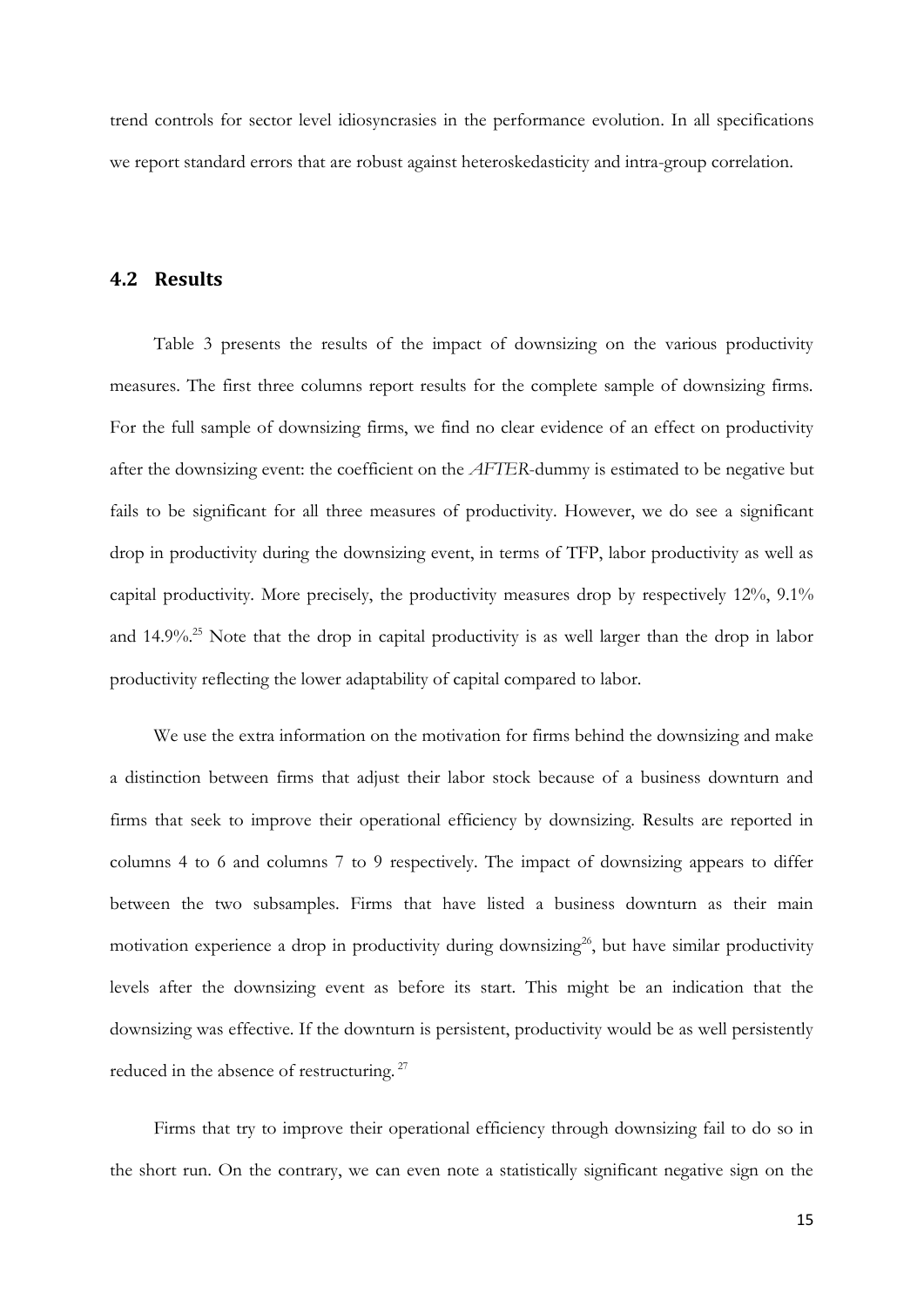trend controls for sector level idiosyncrasies in the performance evolution. In all specifications we report standard errors that are robust against heteroskedasticity and intra-group correlation.

## 4.2 Results

Table 3 presents the results of the impact of downsizing on the various productivity measures. The first three columns report results for the complete sample of downsizing firms. For the full sample of downsizing firms, we find no clear evidence of an effect on productivity after the downsizing event: the coefficient on the *AFTER*-dummy is estimated to be negative but fails to be significant for all three measures of productivity. However, we do see a significant drop in productivity during the downsizing event, in terms of TFP, labor productivity as well as capital productivity. More precisely, the productivity measures drop by respectively 12%, 9.1% and 14.9%.[25] Note that the drop in capital productivity is as well larger than the drop in labor productivity reflecting the lower adaptability of capital compared to labor.

We use the extra information on the motivation for firms behind the downsizing and make a distinction between firms that adjust their labor stock because of a business downturn and firms that seek to improve their operational efficiency by downsizing. Results are reported in columns 4 to 6 and columns 7 to 9 respectively. The impact of downsizing appears to differ between the two subsamples. Firms that have listed a business downturn as their main motivation experience a drop in productivity during downsizing[26], but have similar productivity levels after the downsizing event as before its start. This might be an indication that the downsizing was effective. If the downturn is persistent, productivity would be as well persistently reduced in the absence of restructuring.[27]

Firms that try to improve their operational efficiency through downsizing fail to do so in the short run. On the contrary, we can even note a statistically significant negative sign on the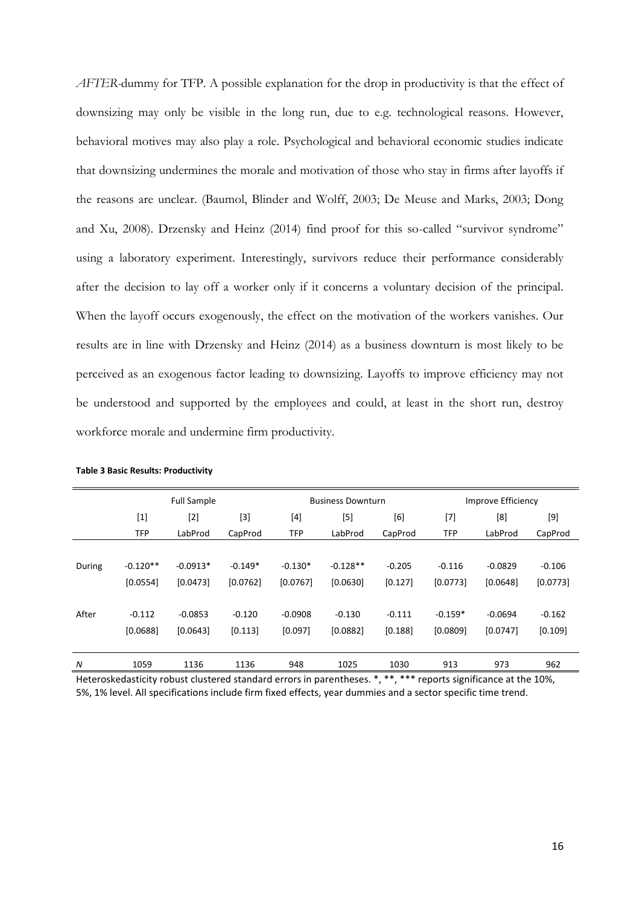*AFTER*-dummy for TFP. A possible explanation for the drop in productivity is that the effect of downsizing may only be visible in the long run, due to e.g. technological reasons. However, behavioral motives may also play a role. Psychological and behavioral economic studies indicate that downsizing undermines the morale and motivation of those who stay in firms after layoffs if the reasons are unclear. (Baumol, Blinder and Wolff, 2003; De Meuse and Marks, 2003; Dong and Xu, 2008). Drzensky and Heinz (2014) find proof for this so-called "survivor syndrome" using a laboratory experiment. Interestingly, survivors reduce their performance considerably after the decision to lay off a worker only if it concerns a voluntary decision of the principal. When the layoff occurs exogenously, the effect on the motivation of the workers vanishes. Our results are in line with Drzensky and Heinz (2014) as a business downturn is most likely to be perceived as an exogenous factor leading to downsizing. Layoffs to improve efficiency may not be understood and supported by the employees and could, at least in the short run, destroy workforce morale and undermine firm productivity.

**Table 3 Basic Results: Productivity**

| | Full Sample | | | Business Downturn | | | Improve Efficiency | | |
|---|---|---|---|---|---|---|---|---|---|
| | [1] | [2] | [3] | [4] | [5] | [6] | [7] | [8] | [9] |
| | TFP | LabProd | CapProd | TFP | LabProd | CapProd | TFP | LabProd | CapProd |
| During | -0.120** | -0.0913* | -0.149* | -0.130* | -0.128** | -0.205 | -0.116 | -0.0829 | -0.106 |
| | [0.0554] | [0.0473] | [0.0762] | [0.0767] | [0.0630] | [0.127] | [0.0773] | [0.0648] | [0.0773] |
| After | -0.112 | -0.0853 | -0.120 | -0.0908 | -0.130 | -0.111 | -0.159* | -0.0694 | -0.162 |
| | [0.0688] | [0.0643] | [0.113] | [0.097] | [0.0882] | [0.188] | [0.0809] | [0.0747] | [0.109] |
| *N* | 1059 | 1136 | 1136 | 948 | 1025 | 1030 | 913 | 973 | 962 |

Heteroskedasticity robust clustered standard errors in parentheses. *, **, *** reports significance at the 10%, 5%, 1% level. All specifications include firm fixed effects, year dummies and a sector specific time trend.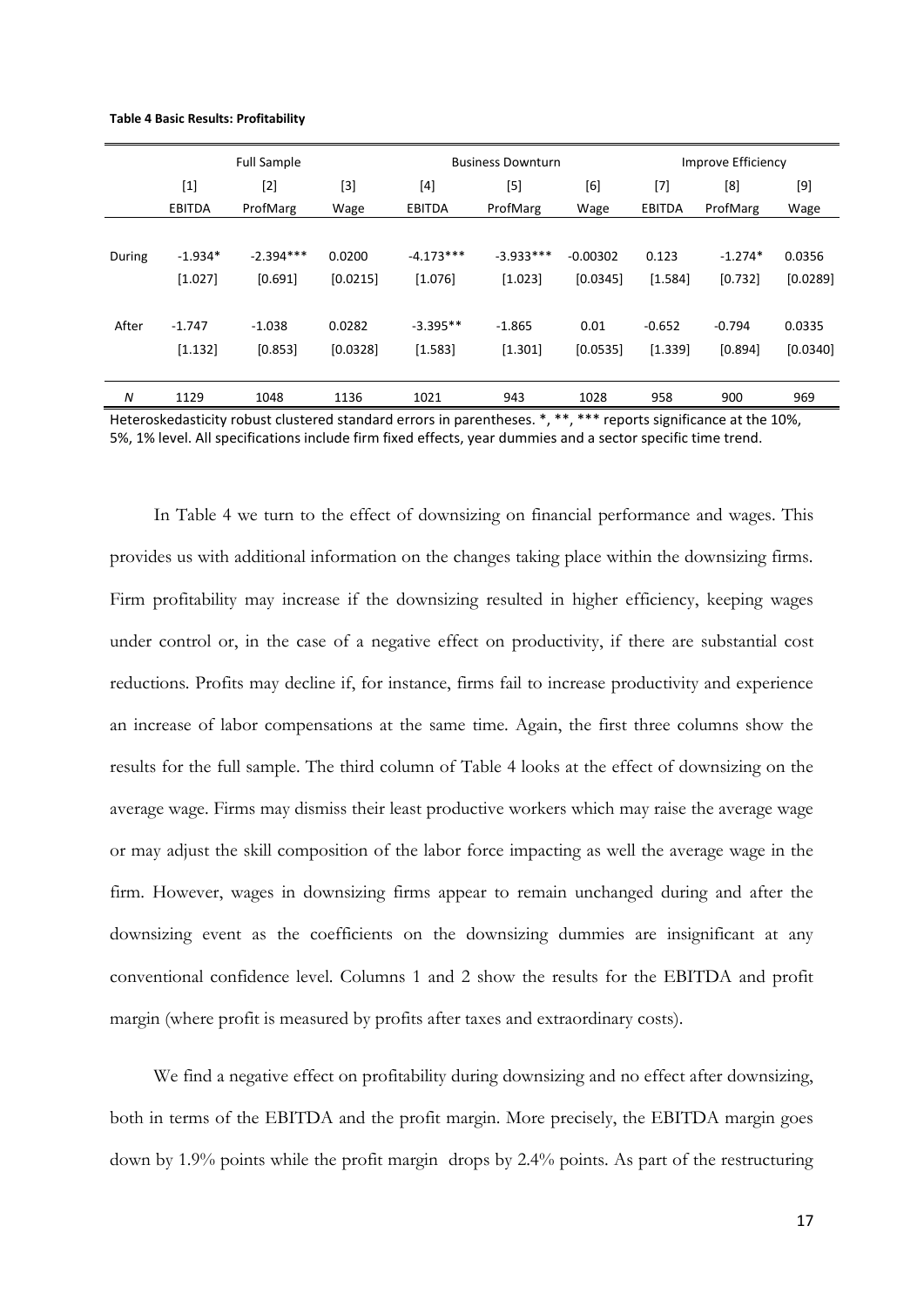**Table 4 Basic Results: Profitability**

| | Full Sample | | | Business Downturn | | | Improve Efficiency | | |
|---|---|---|---|---|---|---|---|---|---|
| | [1] | [2] | [3] | [4] | [5] | [6] | [7] | [8] | [9] |
| | EBITDA | ProfMarg | Wage | EBITDA | ProfMarg | Wage | EBITDA | ProfMarg | Wage |
| During | -1.934* | -2.394*** | 0.0200 | -4.173*** | -3.933*** | -0.00302 | 0.123 | -1.274* | 0.0356 |
| | [1.027] | [0.691] | [0.0215] | [1.076] | [1.023] | [0.0345] | [1.584] | [0.732] | [0.0289] |
| After | -1.747 | -1.038 | 0.0282 | -3.395** | -1.865 | 0.01 | -0.652 | -0.794 | 0.0335 |
| | [1.132] | [0.853] | [0.0328] | [1.583] | [1.301] | [0.0535] | [1.339] | [0.894] | [0.0340] |
| *N* | 1129 | 1048 | 1136 | 1021 | 943 | 1028 | 958 | 900 | 969 |

Heteroskedasticity robust clustered standard errors in parentheses. *, **, *** reports significance at the 10%, 5%, 1% level. All specifications include firm fixed effects, year dummies and a sector specific time trend.

In Table 4 we turn to the effect of downsizing on financial performance and wages. This provides us with additional information on the changes taking place within the downsizing firms. Firm profitability may increase if the downsizing resulted in higher efficiency, keeping wages under control or, in the case of a negative effect on productivity, if there are substantial cost reductions. Profits may decline if, for instance, firms fail to increase productivity and experience an increase of labor compensations at the same time. Again, the first three columns show the results for the full sample. The third column of Table 4 looks at the effect of downsizing on the average wage. Firms may dismiss their least productive workers which may raise the average wage or may adjust the skill composition of the labor force impacting as well the average wage in the firm. However, wages in downsizing firms appear to remain unchanged during and after the downsizing event as the coefficients on the downsizing dummies are insignificant at any conventional confidence level. Columns 1 and 2 show the results for the EBITDA and profit margin (where profit is measured by profits after taxes and extraordinary costs).

We find a negative effect on profitability during downsizing and no effect after downsizing, both in terms of the EBITDA and the profit margin. More precisely, the EBITDA margin goes down by 1.9% points while the profit margin drops by 2.4% points. As part of the restructuring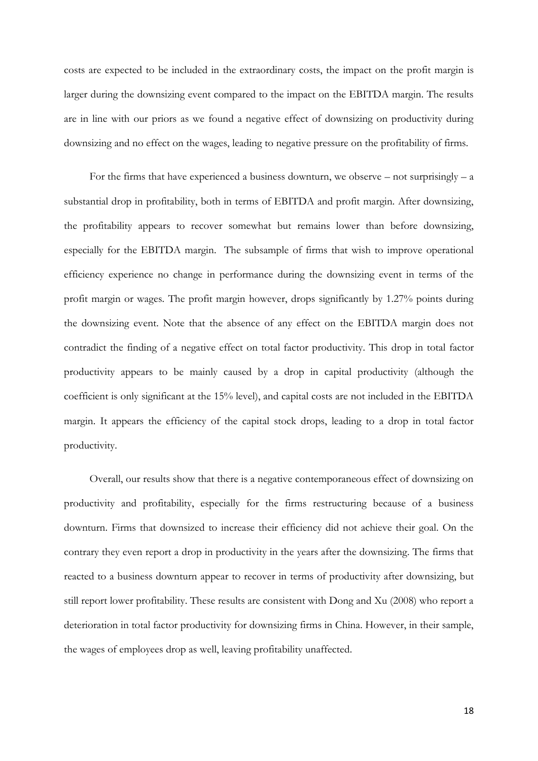costs are expected to be included in the extraordinary costs, the impact on the profit margin is larger during the downsizing event compared to the impact on the EBITDA margin. The results are in line with our priors as we found a negative effect of downsizing on productivity during downsizing and no effect on the wages, leading to negative pressure on the profitability of firms.

For the firms that have experienced a business downturn, we observe – not surprisingly – a substantial drop in profitability, both in terms of EBITDA and profit margin. After downsizing, the profitability appears to recover somewhat but remains lower than before downsizing, especially for the EBITDA margin. The subsample of firms that wish to improve operational efficiency experience no change in performance during the downsizing event in terms of the profit margin or wages. The profit margin however, drops significantly by 1.27% points during the downsizing event. Note that the absence of any effect on the EBITDA margin does not contradict the finding of a negative effect on total factor productivity. This drop in total factor productivity appears to be mainly caused by a drop in capital productivity (although the coefficient is only significant at the 15% level), and capital costs are not included in the EBITDA margin. It appears the efficiency of the capital stock drops, leading to a drop in total factor productivity.

Overall, our results show that there is a negative contemporaneous effect of downsizing on productivity and profitability, especially for the firms restructuring because of a business downturn. Firms that downsized to increase their efficiency did not achieve their goal. On the contrary they even report a drop in productivity in the years after the downsizing. The firms that reacted to a business downturn appear to recover in terms of productivity after downsizing, but still report lower profitability. These results are consistent with Dong and Xu (2008) who report a deterioration in total factor productivity for downsizing firms in China. However, in their sample, the wages of employees drop as well, leaving profitability unaffected.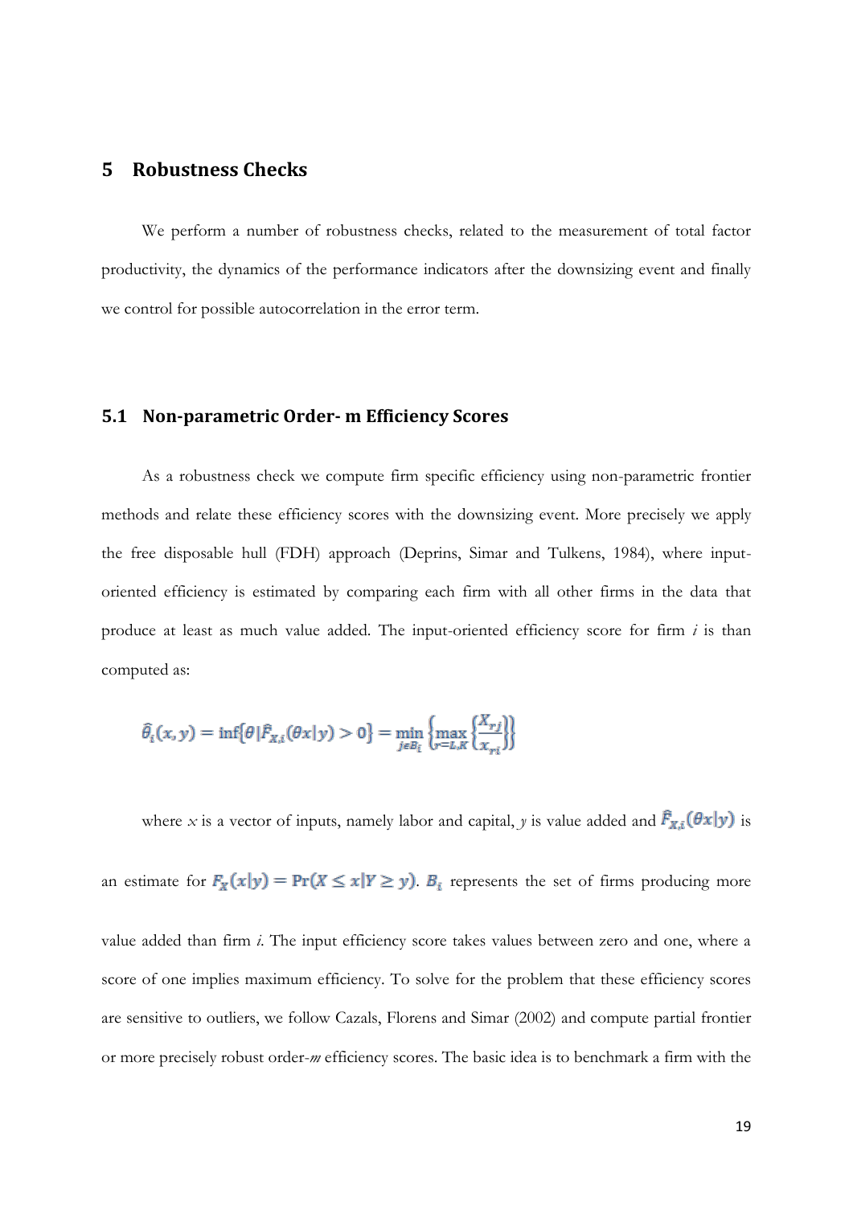## 5 Robustness Checks

We perform a number of robustness checks, related to the measurement of total factor productivity, the dynamics of the performance indicators after the downsizing event and finally we control for possible autocorrelation in the error term.

### 5.1 Non-parametric Order- m Efficiency Scores

As a robustness check we compute firm specific efficiency using non-parametric frontier methods and relate these efficiency scores with the downsizing event. More precisely we apply the free disposable hull (FDH) approach (Deprins, Simar and Tulkens, 1984), where input-oriented efficiency is estimated by comparing each firm with all other firms in the data that produce at least as much value added. The input-oriented efficiency score for firm *i* is than computed as:

$$\hat{\theta}_i(x,y) = \inf\{\theta | \hat{F}_{X,i}(\theta x|y) > 0\} = \min_{j \in B_i}\left\{\max_{r=L,K}\left\{\frac{X_{rj}}{x_{ri}}\right\}\right\}$$

where $x$ is a vector of inputs, namely labor and capital, $y$ is value added and $\hat{F}_{X,i}(\theta x|y)$ is an estimate for $F_X(x|y) = \Pr(X \leq x | Y \geq y)$. $B_i$ represents the set of firms producing more value added than firm *i*. The input efficiency score takes values between zero and one, where a score of one implies maximum efficiency. To solve for the problem that these efficiency scores are sensitive to outliers, we follow Cazals, Florens and Simar (2002) and compute partial frontier or more precisely robust order-*m* efficiency scores. The basic idea is to benchmark a firm with the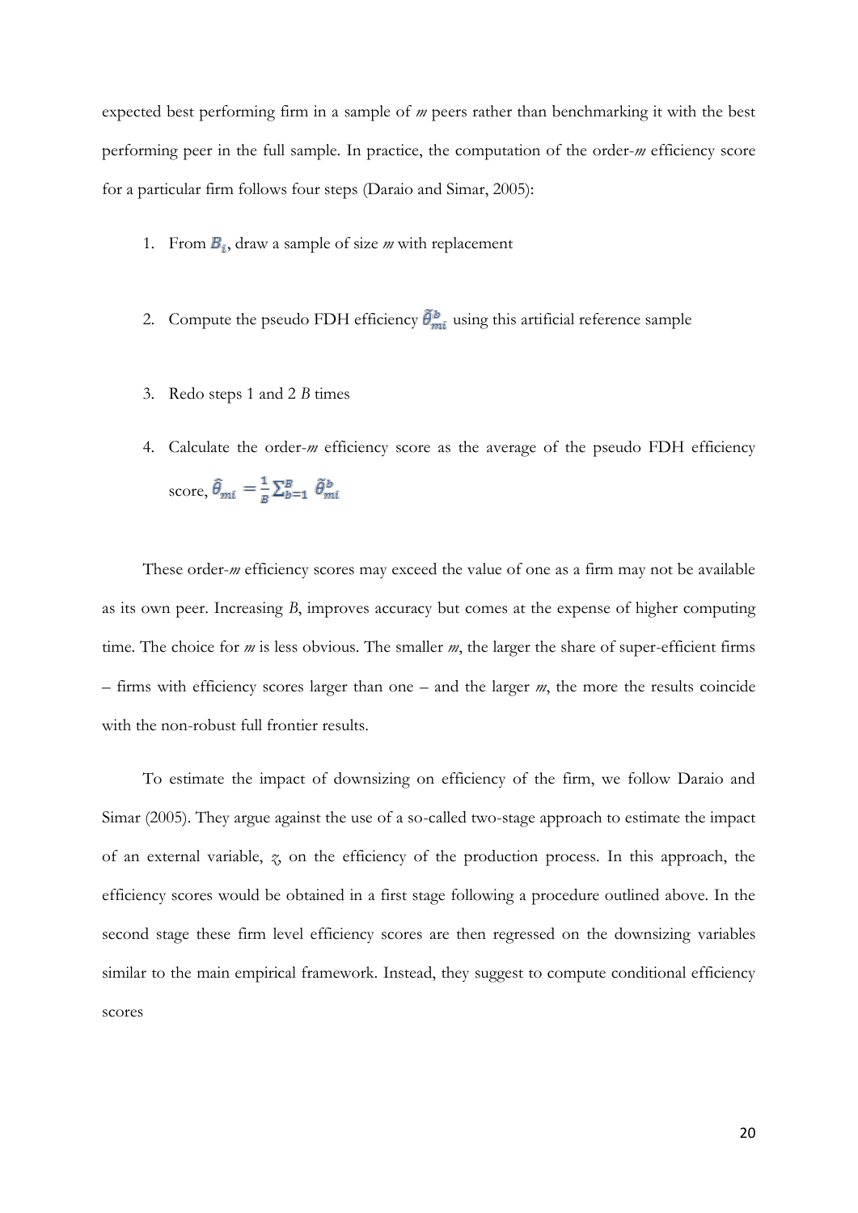expected best performing firm in a sample of *m* peers rather than benchmarking it with the best performing peer in the full sample. In practice, the computation of the order-*m* efficiency score for a particular firm follows four steps (Daraio and Simar, 2005):

1. From $B_i$, draw a sample of size *m* with replacement

2. Compute the pseudo FDH efficiency $\tilde{\theta}^b_{mi}$ using this artificial reference sample

3. Redo steps 1 and 2 *B* times

4. Calculate the order-*m* efficiency score as the average of the pseudo FDH efficiency score, $\hat{\theta}_{mi} = \frac{1}{B}\sum_{b=1}^{B} \tilde{\theta}^b_{mi}$

These order-*m* efficiency scores may exceed the value of one as a firm may not be available as its own peer. Increasing *B*, improves accuracy but comes at the expense of higher computing time. The choice for *m* is less obvious. The smaller *m*, the larger the share of super-efficient firms – firms with efficiency scores larger than one – and the larger *m*, the more the results coincide with the non-robust full frontier results.

To estimate the impact of downsizing on efficiency of the firm, we follow Daraio and Simar (2005). They argue against the use of a so-called two-stage approach to estimate the impact of an external variable, $z$, on the efficiency of the production process. In this approach, the efficiency scores would be obtained in a first stage following a procedure outlined above. In the second stage these firm level efficiency scores are then regressed on the downsizing variables similar to the main empirical framework. Instead, they suggest to compute conditional efficiency scores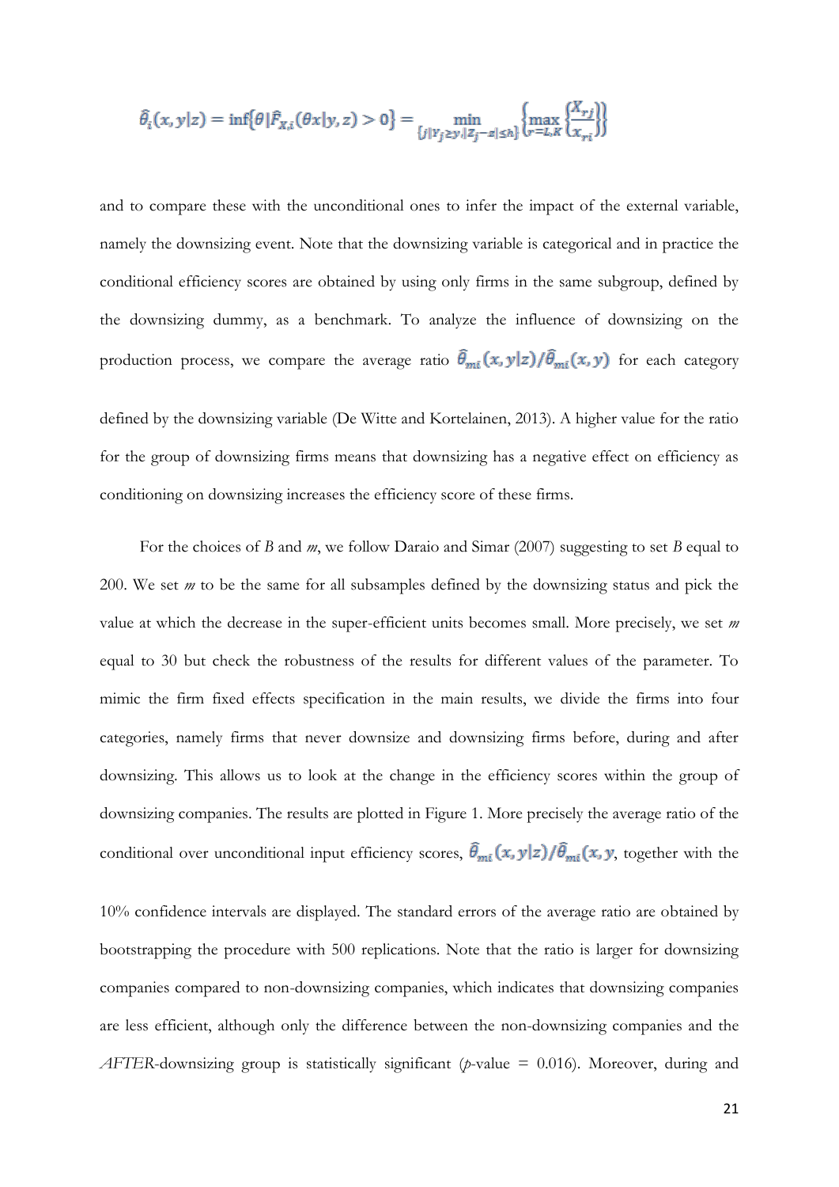$$\hat{\theta}_i(x, y|z) = \inf\{\theta | \hat{F}_{X,i}(\theta x|y, z) > 0\} = \min_{\{j | Y_j \geq y, |Z_j - z| \leq h\}} \left\{ \max_{r=1,K} \left\{ \frac{X_{rj}}{x_{ri}} \right\} \right\}$$

and to compare these with the unconditional ones to infer the impact of the external variable, namely the downsizing event. Note that the downsizing variable is categorical and in practice the conditional efficiency scores are obtained by using only firms in the same subgroup, defined by the downsizing dummy, as a benchmark. To analyze the influence of downsizing on the production process, we compare the average ratio $\hat{\theta}_{mi}(x, y|z)/\hat{\theta}_{mi}(x, y)$ for each category defined by the downsizing variable (De Witte and Kortelainen, 2013). A higher value for the ratio for the group of downsizing firms means that downsizing has a negative effect on efficiency as conditioning on downsizing increases the efficiency score of these firms.

For the choices of *B* and *m*, we follow Daraio and Simar (2007) suggesting to set *B* equal to 200. We set *m* to be the same for all subsamples defined by the downsizing status and pick the value at which the decrease in the super-efficient units becomes small. More precisely, we set *m* equal to 30 but check the robustness of the results for different values of the parameter. To mimic the firm fixed effects specification in the main results, we divide the firms into four categories, namely firms that never downsize and downsizing firms before, during and after downsizing. This allows us to look at the change in the efficiency scores within the group of downsizing companies. The results are plotted in Figure 1. More precisely the average ratio of the conditional over unconditional input efficiency scores, $\hat{\theta}_{mi}(x, y|z)/\hat{\theta}_{mi}(x, y$, together with the 10% confidence intervals are displayed. The standard errors of the average ratio are obtained by bootstrapping the procedure with 500 replications. Note that the ratio is larger for downsizing companies compared to non-downsizing companies, which indicates that downsizing companies are less efficient, although only the difference between the non-downsizing companies and the *AFTER*-downsizing group is statistically significant ($p$-value = 0.016). Moreover, during and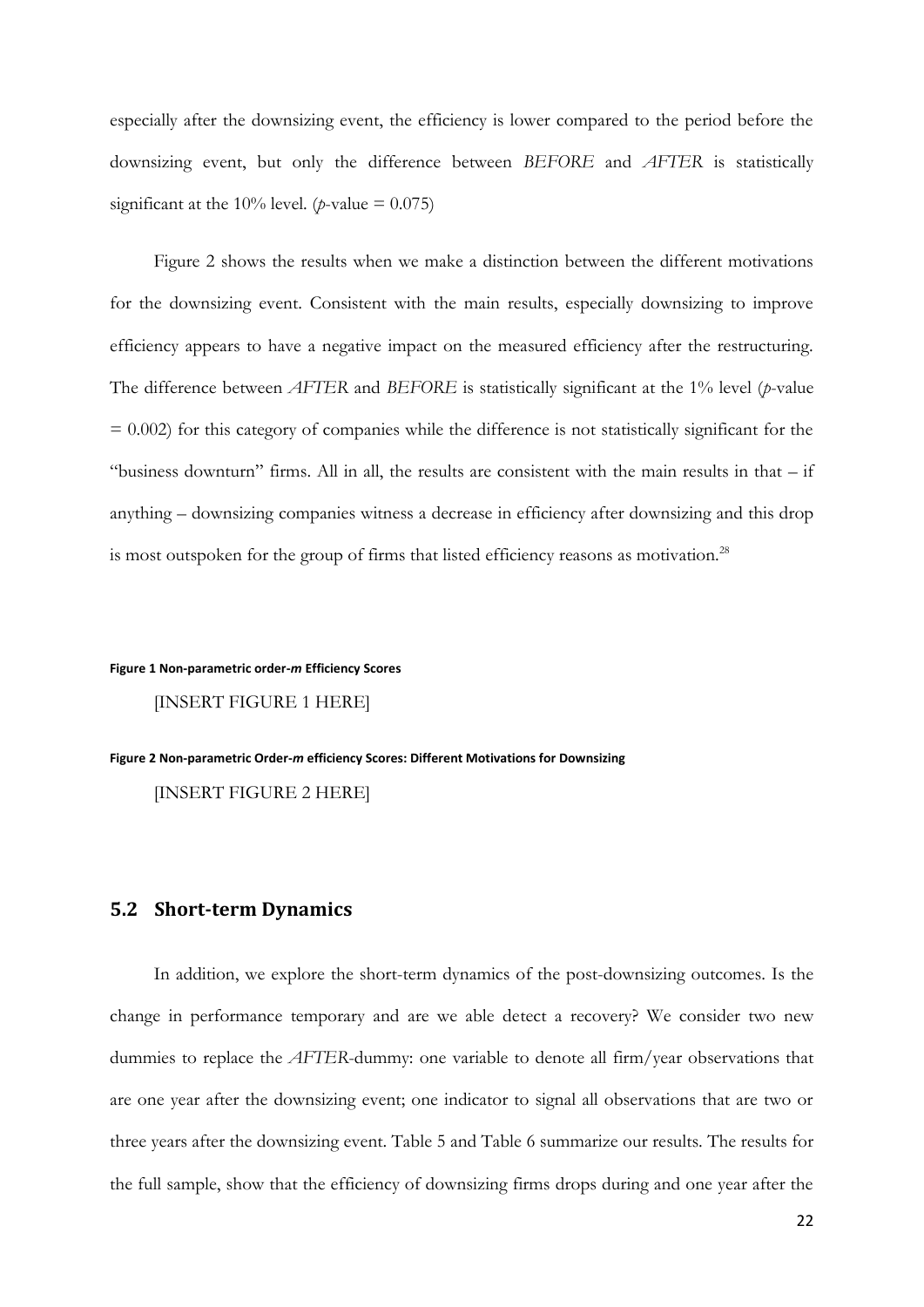especially after the downsizing event, the efficiency is lower compared to the period before the downsizing event, but only the difference between *BEFORE* and *AFTER* is statistically significant at the 10% level. (*p*-value = 0.075)

Figure 2 shows the results when we make a distinction between the different motivations for the downsizing event. Consistent with the main results, especially downsizing to improve efficiency appears to have a negative impact on the measured efficiency after the restructuring. The difference between *AFTER* and *BEFORE* is statistically significant at the 1% level (*p*-value = 0.002) for this category of companies while the difference is not statistically significant for the "business downturn" firms. All in all, the results are consistent with the main results in that – if anything – downsizing companies witness a decrease in efficiency after downsizing and this drop is most outspoken for the group of firms that listed efficiency reasons as motivation.[28]

**Figure 1 Non-parametric order-*m* Efficiency Scores**

[INSERT FIGURE 1 HERE]

**Figure 2 Non-parametric Order-*m* efficiency Scores: Different Motivations for Downsizing**

[INSERT FIGURE 2 HERE]

## 5.2 Short-term Dynamics

In addition, we explore the short-term dynamics of the post-downsizing outcomes. Is the change in performance temporary and are we able detect a recovery? We consider two new dummies to replace the *AFTER*-dummy: one variable to denote all firm/year observations that are one year after the downsizing event; one indicator to signal all observations that are two or three years after the downsizing event. Table 5 and Table 6 summarize our results. The results for the full sample, show that the efficiency of downsizing firms drops during and one year after the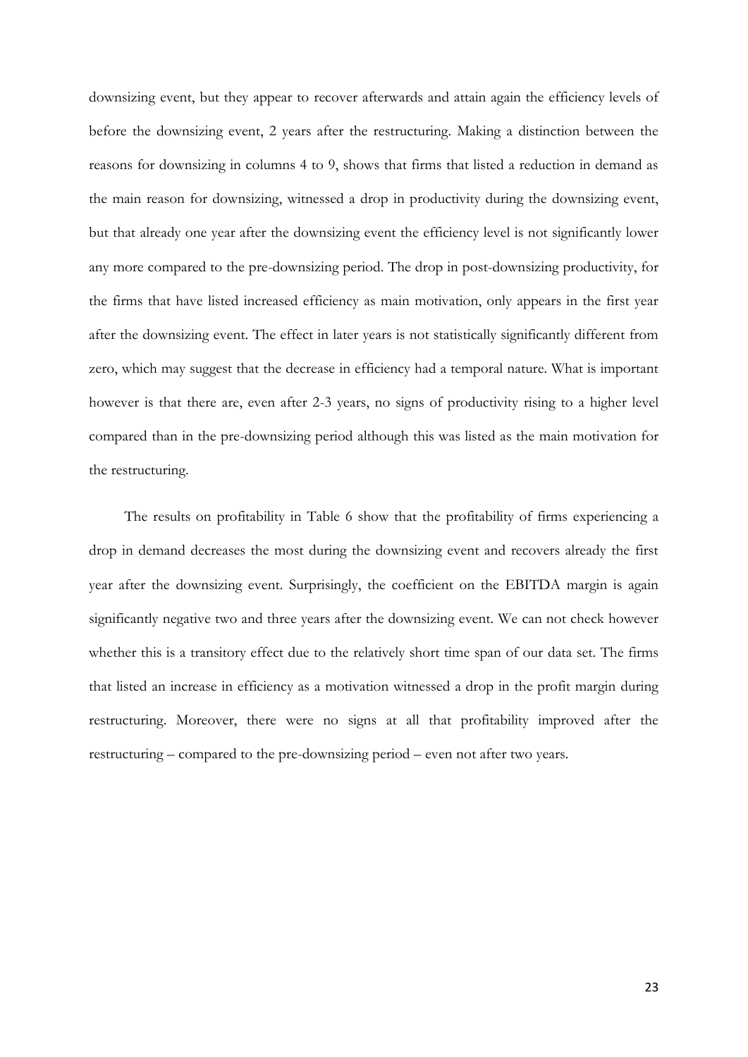downsizing event, but they appear to recover afterwards and attain again the efficiency levels of before the downsizing event, 2 years after the restructuring. Making a distinction between the reasons for downsizing in columns 4 to 9, shows that firms that listed a reduction in demand as the main reason for downsizing, witnessed a drop in productivity during the downsizing event, but that already one year after the downsizing event the efficiency level is not significantly lower any more compared to the pre-downsizing period. The drop in post-downsizing productivity, for the firms that have listed increased efficiency as main motivation, only appears in the first year after the downsizing event. The effect in later years is not statistically significantly different from zero, which may suggest that the decrease in efficiency had a temporal nature. What is important however is that there are, even after 2-3 years, no signs of productivity rising to a higher level compared than in the pre-downsizing period although this was listed as the main motivation for the restructuring.

The results on profitability in Table 6 show that the profitability of firms experiencing a drop in demand decreases the most during the downsizing event and recovers already the first year after the downsizing event. Surprisingly, the coefficient on the EBITDA margin is again significantly negative two and three years after the downsizing event. We can not check however whether this is a transitory effect due to the relatively short time span of our data set. The firms that listed an increase in efficiency as a motivation witnessed a drop in the profit margin during restructuring. Moreover, there were no signs at all that profitability improved after the restructuring – compared to the pre-downsizing period – even not after two years.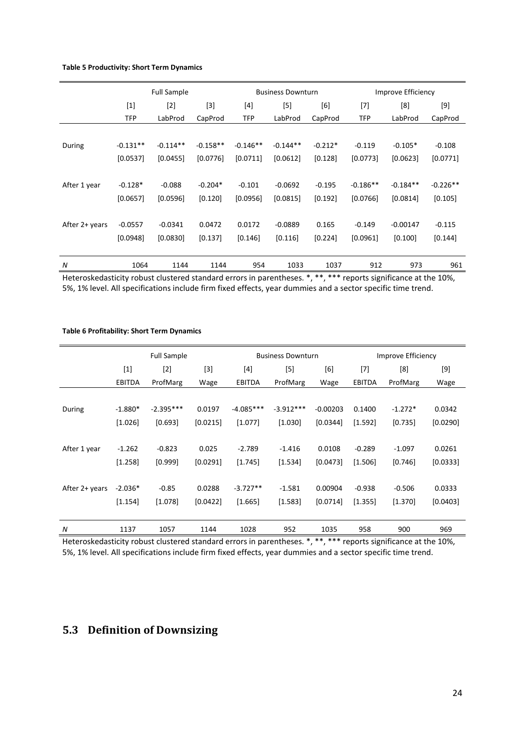**Table 5 Productivity: Short Term Dynamics**

| | Full Sample | | | Business Downturn | | | Improve Efficiency | | |
|---|---|---|---|---|---|---|---|---|---|
| | [1] | [2] | [3] | [4] | [5] | [6] | [7] | [8] | [9] |
| | TFP | LabProd | CapProd | TFP | LabProd | CapProd | TFP | LabProd | CapProd |
| During | -0.131** | -0.114** | -0.158** | -0.146** | -0.144** | -0.212* | -0.119 | -0.105* | -0.108 |
| | [0.0537] | [0.0455] | [0.0776] | [0.0711] | [0.0612] | [0.128] | [0.0773] | [0.0623] | [0.0771] |
| After 1 year | -0.128* | -0.088 | -0.204* | -0.101 | -0.0692 | -0.195 | -0.186** | -0.184** | -0.226** |
| | [0.0657] | [0.0596] | [0.120] | [0.0956] | [0.0815] | [0.192] | [0.0766] | [0.0814] | [0.105] |
| After 2+ years | -0.0557 | -0.0341 | 0.0472 | 0.0172 | -0.0889 | 0.165 | -0.149 | -0.00147 | -0.115 |
| | [0.0948] | [0.0830] | [0.137] | [0.146] | [0.116] | [0.224] | [0.0961] | [0.100] | [0.144] |
| *N* | 1064 | 1144 | 1144 | 954 | 1033 | 1037 | 912 | 973 | 961 |

Heteroskedasticity robust clustered standard errors in parentheses. *, **, *** reports significance at the 10%, 5%, 1% level. All specifications include firm fixed effects, year dummies and a sector specific time trend.

**Table 6 Profitability: Short Term Dynamics**

| | Full Sample | | | Business Downturn | | | Improve Efficiency | | |
|---|---|---|---|---|---|---|---|---|---|
| | [1] | [2] | [3] | [4] | [5] | [6] | [7] | [8] | [9] |
| | EBITDA | ProfMarg | Wage | EBITDA | ProfMarg | Wage | EBITDA | ProfMarg | Wage |
| During | -1.880* | -2.395*** | 0.0197 | -4.085*** | -3.912*** | -0.00203 | 0.1400 | -1.272* | 0.0342 |
| | [1.026] | [0.693] | [0.0215] | [1.077] | [1.030] | [0.0344] | [1.592] | [0.735] | [0.0290] |
| After 1 year | -1.262 | -0.823 | 0.025 | -2.789 | -1.416 | 0.0108 | -0.289 | -1.097 | 0.0261 |
| | [1.258] | [0.999] | [0.0291] | [1.745] | [1.534] | [0.0473] | [1.506] | [0.746] | [0.0333] |
| After 2+ years | -2.036* | -0.85 | 0.0288 | -3.727** | -1.581 | 0.00904 | -0.938 | -0.506 | 0.0333 |
| | [1.154] | [1.078] | [0.0422] | [1.665] | [1.583] | [0.0714] | [1.355] | [1.370] | [0.0403] |
| *N* | 1137 | 1057 | 1144 | 1028 | 952 | 1035 | 958 | 900 | 969 |

Heteroskedasticity robust clustered standard errors in parentheses. *, **, *** reports significance at the 10%, 5%, 1% level. All specifications include firm fixed effects, year dummies and a sector specific time trend.

## 5.3 Definition of Downsizing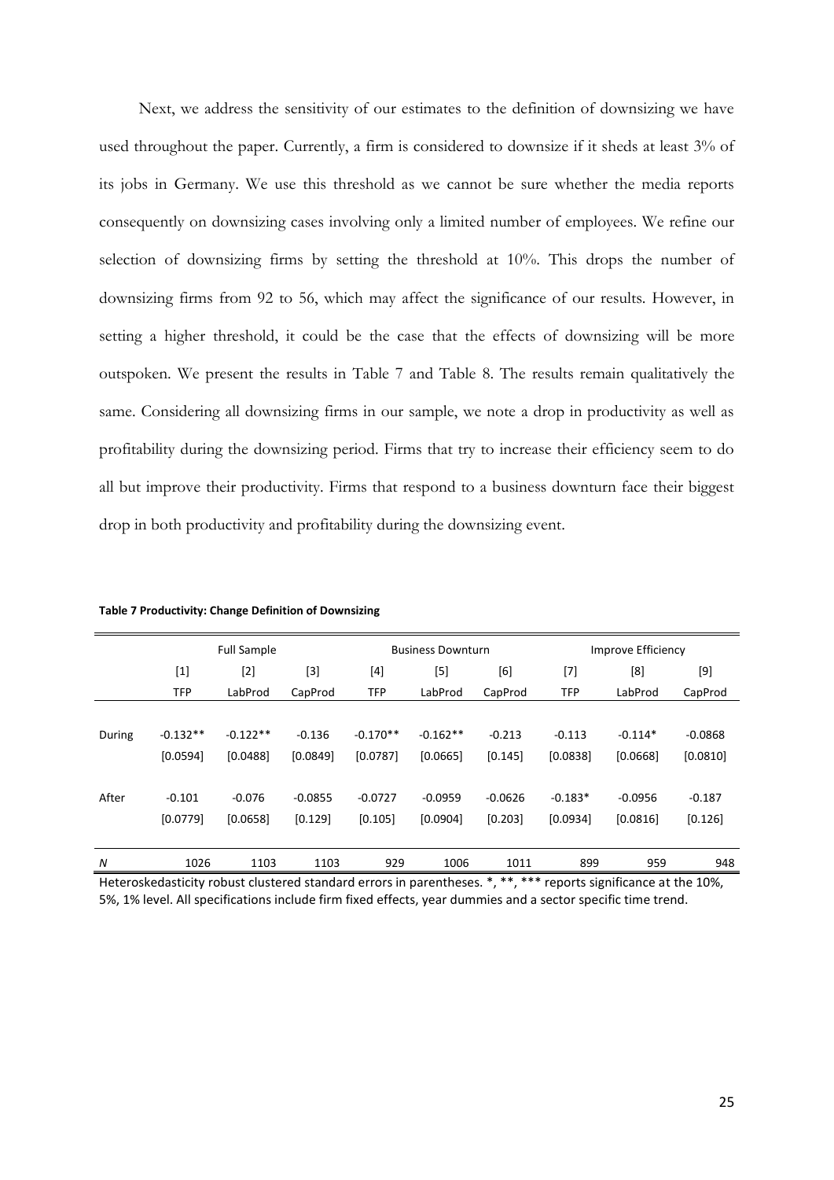Next, we address the sensitivity of our estimates to the definition of downsizing we have used throughout the paper. Currently, a firm is considered to downsize if it sheds at least 3% of its jobs in Germany. We use this threshold as we cannot be sure whether the media reports consequently on downsizing cases involving only a limited number of employees. We refine our selection of downsizing firms by setting the threshold at 10%. This drops the number of downsizing firms from 92 to 56, which may affect the significance of our results. However, in setting a higher threshold, it could be the case that the effects of downsizing will be more outspoken. We present the results in Table 7 and Table 8. The results remain qualitatively the same. Considering all downsizing firms in our sample, we note a drop in productivity as well as profitability during the downsizing period. Firms that try to increase their efficiency seem to do all but improve their productivity. Firms that respond to a business downturn face their biggest drop in both productivity and profitability during the downsizing event.

**Table 7 Productivity: Change Definition of Downsizing**

| | Full Sample | | | Business Downturn | | | Improve Efficiency | | |
|---|---|---|---|---|---|---|---|---|---|
| | [1] | [2] | [3] | [4] | [5] | [6] | [7] | [8] | [9] |
| | TFP | LabProd | CapProd | TFP | LabProd | CapProd | TFP | LabProd | CapProd |
| During | -0.132** | -0.122** | -0.136 | -0.170** | -0.162** | -0.213 | -0.113 | -0.114* | -0.0868 |
| | [0.0594] | [0.0488] | [0.0849] | [0.0787] | [0.0665] | [0.145] | [0.0838] | [0.0668] | [0.0810] |
| After | -0.101 | -0.076 | -0.0855 | -0.0727 | -0.0959 | -0.0626 | -0.183* | -0.0956 | -0.187 |
| | [0.0779] | [0.0658] | [0.129] | [0.105] | [0.0904] | [0.203] | [0.0934] | [0.0816] | [0.126] |
| *N* | 1026 | 1103 | 1103 | 929 | 1006 | 1011 | 899 | 959 | 948 |

Heteroskedasticity robust clustered standard errors in parentheses. *, **, *** reports significance at the 10%, 5%, 1% level. All specifications include firm fixed effects, year dummies and a sector specific time trend.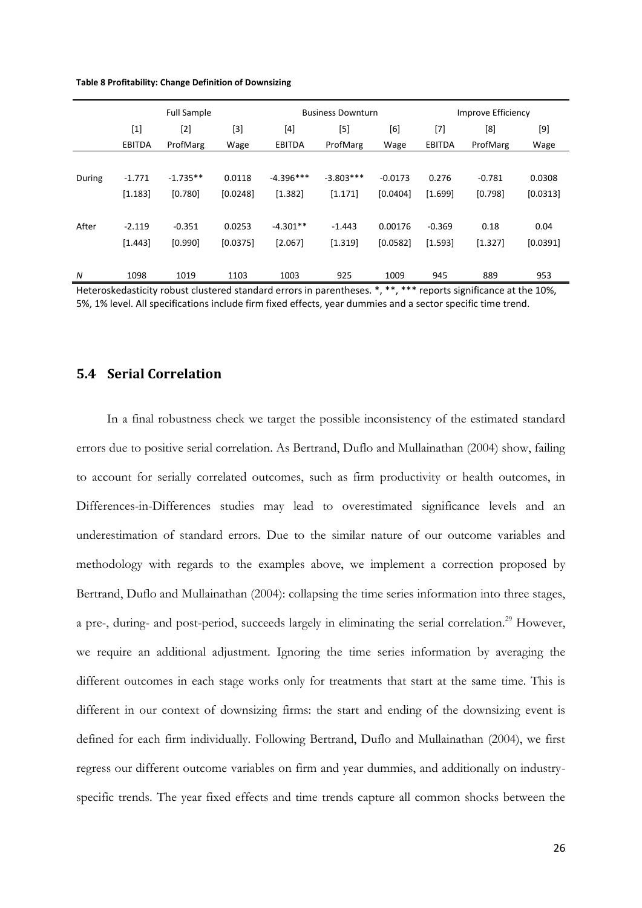**Table 8 Profitability: Change Definition of Downsizing**

| | Full Sample | | | Business Downturn | | | Improve Efficiency | | |
|---|---|---|---|---|---|---|---|---|---|
| | [1] | [2] | [3] | [4] | [5] | [6] | [7] | [8] | [9] |
| | EBITDA | ProfMarg | Wage | EBITDA | ProfMarg | Wage | EBITDA | ProfMarg | Wage |
| During | -1.771 | -1.735** | 0.0118 | -4.396*** | -3.803*** | -0.0173 | 0.276 | -0.781 | 0.0308 |
| | [1.183] | [0.780] | [0.0248] | [1.382] | [1.171] | [0.0404] | [1.699] | [0.798] | [0.0313] |
| After | -2.119 | -0.351 | 0.0253 | -4.301** | -1.443 | 0.00176 | -0.369 | 0.18 | 0.04 |
| | [1.443] | [0.990] | [0.0375] | [2.067] | [1.319] | [0.0582] | [1.593] | [1.327] | [0.0391] |
| *N* | 1098 | 1019 | 1103 | 1003 | 925 | 1009 | 945 | 889 | 953 |

Heteroskedasticity robust clustered standard errors in parentheses. *, **, *** reports significance at the 10%, 5%, 1% level. All specifications include firm fixed effects, year dummies and a sector specific time trend.

## 5.4 Serial Correlation

In a final robustness check we target the possible inconsistency of the estimated standard errors due to positive serial correlation. As Bertrand, Duflo and Mullainathan (2004) show, failing to account for serially correlated outcomes, such as firm productivity or health outcomes, in Differences-in-Differences studies may lead to overestimated significance levels and an underestimation of standard errors. Due to the similar nature of our outcome variables and methodology with regards to the examples above, we implement a correction proposed by Bertrand, Duflo and Mullainathan (2004): collapsing the time series information into three stages, a pre-, during- and post-period, succeeds largely in eliminating the serial correlation.[29] However, we require an additional adjustment. Ignoring the time series information by averaging the different outcomes in each stage works only for treatments that start at the same time. This is different in our context of downsizing firms: the start and ending of the downsizing event is defined for each firm individually. Following Bertrand, Duflo and Mullainathan (2004), we first regress our different outcome variables on firm and year dummies, and additionally on industry-specific trends. The year fixed effects and time trends capture all common shocks between the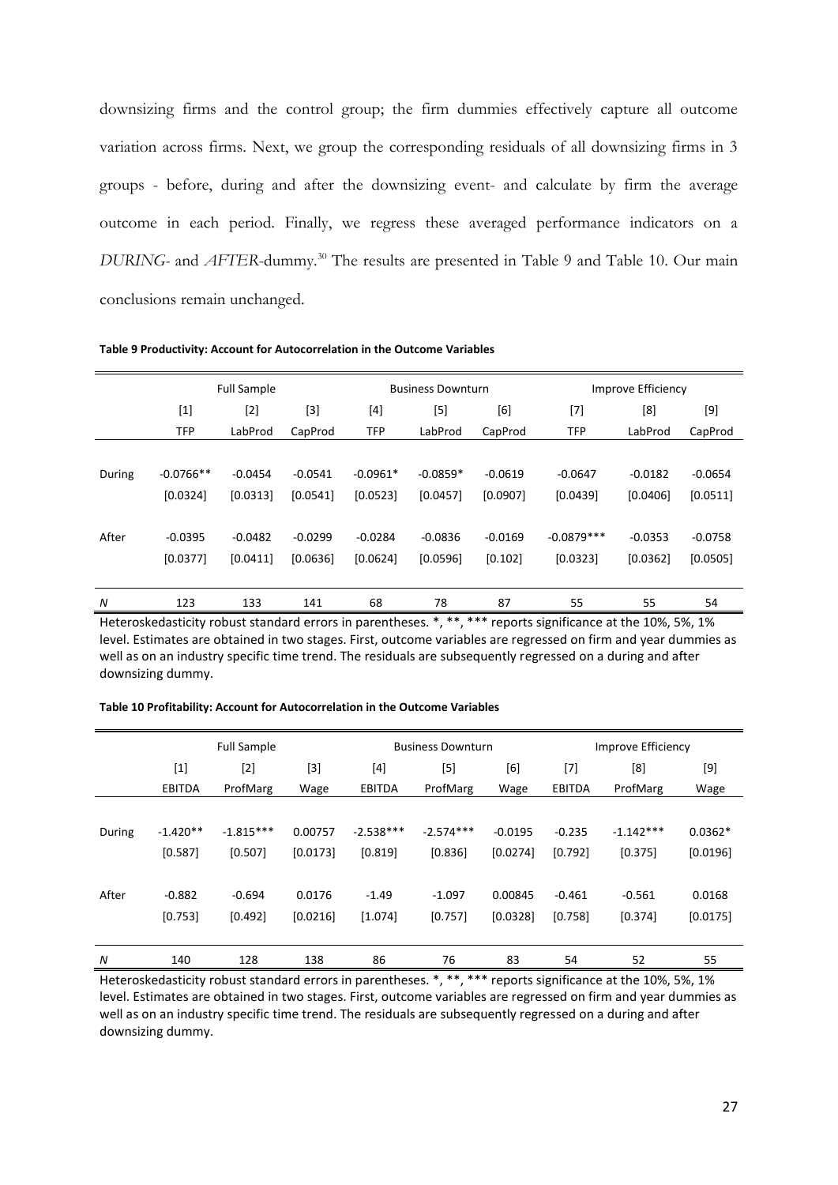downsizing firms and the control group; the firm dummies effectively capture all outcome variation across firms. Next, we group the corresponding residuals of all downsizing firms in 3 groups - before, during and after the downsizing event- and calculate by firm the average outcome in each period. Finally, we regress these averaged performance indicators on a *DURING*- and *AFTER*-dummy.[30] The results are presented in Table 9 and Table 10. Our main conclusions remain unchanged.

**Table 9 Productivity: Account for Autocorrelation in the Outcome Variables**

| | Full Sample | | | Business Downturn | | | Improve Efficiency | | |
|---|---|---|---|---|---|---|---|---|---|
| | [1] | [2] | [3] | [4] | [5] | [6] | [7] | [8] | [9] |
| | TFP | LabProd | CapProd | TFP | LabProd | CapProd | TFP | LabProd | CapProd |
| During | -0.0766** | -0.0454 | -0.0541 | -0.0961* | -0.0859* | -0.0619 | -0.0647 | -0.0182 | -0.0654 |
| | [0.0324] | [0.0313] | [0.0541] | [0.0523] | [0.0457] | [0.0907] | [0.0439] | [0.0406] | [0.0511] |
| After | -0.0395 | -0.0482 | -0.0299 | -0.0284 | -0.0836 | -0.0169 | -0.0879*** | -0.0353 | -0.0758 |
| | [0.0377] | [0.0411] | [0.0636] | [0.0624] | [0.0596] | [0.102] | [0.0323] | [0.0362] | [0.0505] |
| *N* | 123 | 133 | 141 | 68 | 78 | 87 | 55 | 55 | 54 |

Heteroskedasticity robust standard errors in parentheses. *, **, *** reports significance at the 10%, 5%, 1% level. Estimates are obtained in two stages. First, outcome variables are regressed on firm and year dummies as well as on an industry specific time trend. The residuals are subsequently regressed on a during and after downsizing dummy.

**Table 10 Profitability: Account for Autocorrelation in the Outcome Variables**

| | Full Sample | | | Business Downturn | | | Improve Efficiency | | |
|---|---|---|---|---|---|---|---|---|---|
| | [1] | [2] | [3] | [4] | [5] | [6] | [7] | [8] | [9] |
| | EBITDA | ProfMarg | Wage | EBITDA | ProfMarg | Wage | EBITDA | ProfMarg | Wage |
| During | -1.420** | -1.815*** | 0.00757 | -2.538*** | -2.574*** | -0.0195 | -0.235 | -1.142*** | 0.0362* |
| | [0.587] | [0.507] | [0.0173] | [0.819] | [0.836] | [0.0274] | [0.792] | [0.375] | [0.0196] |
| After | -0.882 | -0.694 | 0.0176 | -1.49 | -1.097 | 0.00845 | -0.461 | -0.561 | 0.0168 |
| | [0.753] | [0.492] | [0.0216] | [1.074] | [0.757] | [0.0328] | [0.758] | [0.374] | [0.0175] |
| *N* | 140 | 128 | 138 | 86 | 76 | 83 | 54 | 52 | 55 |

Heteroskedasticity robust standard errors in parentheses. *, **, *** reports significance at the 10%, 5%, 1% level. Estimates are obtained in two stages. First, outcome variables are regressed on firm and year dummies as well as on an industry specific time trend. The residuals are subsequently regressed on a during and after downsizing dummy.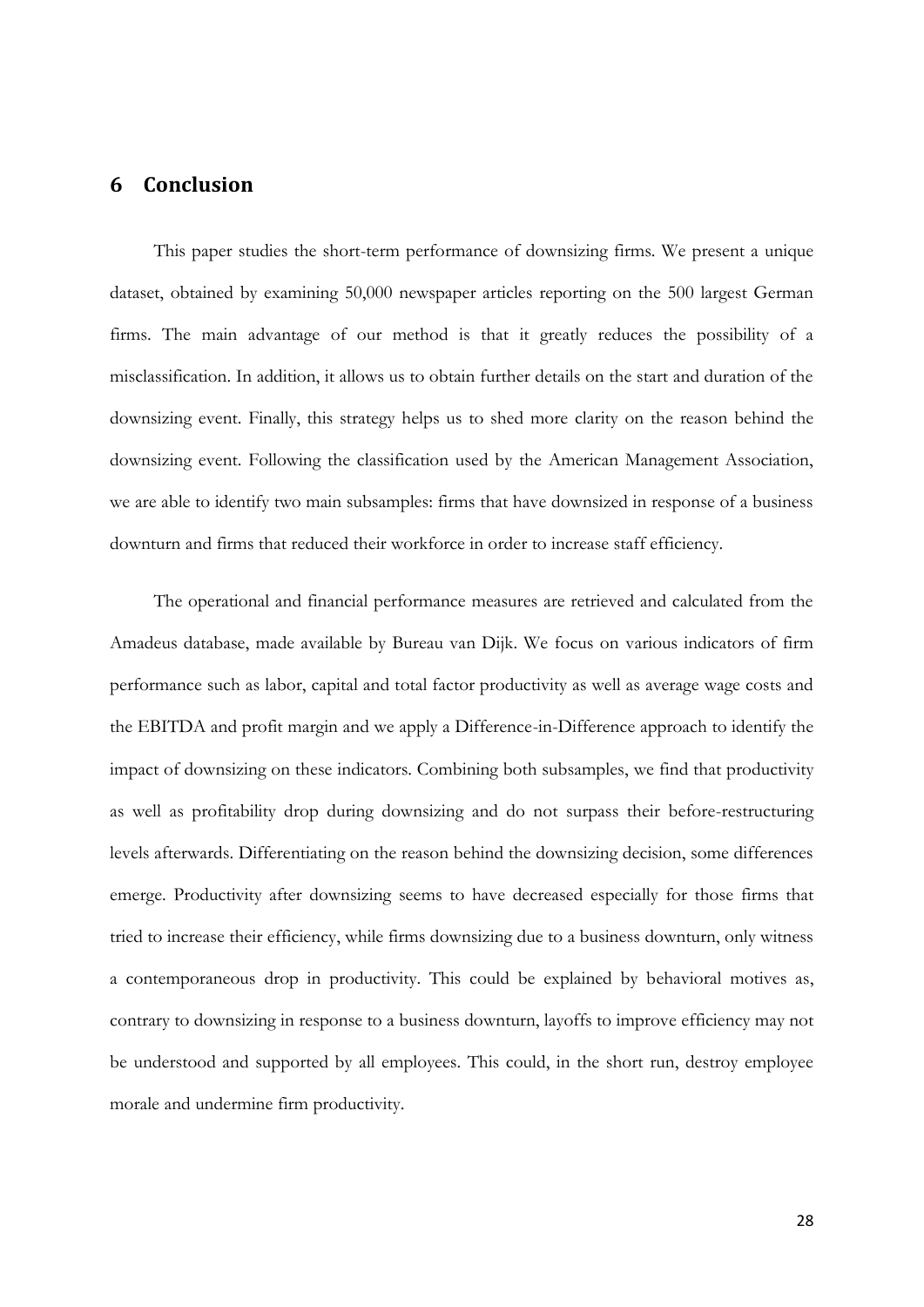## 6 Conclusion

This paper studies the short-term performance of downsizing firms. We present a unique dataset, obtained by examining 50,000 newspaper articles reporting on the 500 largest German firms. The main advantage of our method is that it greatly reduces the possibility of a misclassification. In addition, it allows us to obtain further details on the start and duration of the downsizing event. Finally, this strategy helps us to shed more clarity on the reason behind the downsizing event. Following the classification used by the American Management Association, we are able to identify two main subsamples: firms that have downsized in response of a business downturn and firms that reduced their workforce in order to increase staff efficiency.

The operational and financial performance measures are retrieved and calculated from the Amadeus database, made available by Bureau van Dijk. We focus on various indicators of firm performance such as labor, capital and total factor productivity as well as average wage costs and the EBITDA and profit margin and we apply a Difference-in-Difference approach to identify the impact of downsizing on these indicators. Combining both subsamples, we find that productivity as well as profitability drop during downsizing and do not surpass their before-restructuring levels afterwards. Differentiating on the reason behind the downsizing decision, some differences emerge. Productivity after downsizing seems to have decreased especially for those firms that tried to increase their efficiency, while firms downsizing due to a business downturn, only witness a contemporaneous drop in productivity. This could be explained by behavioral motives as, contrary to downsizing in response to a business downturn, layoffs to improve efficiency may not be understood and supported by all employees. This could, in the short run, destroy employee morale and undermine firm productivity.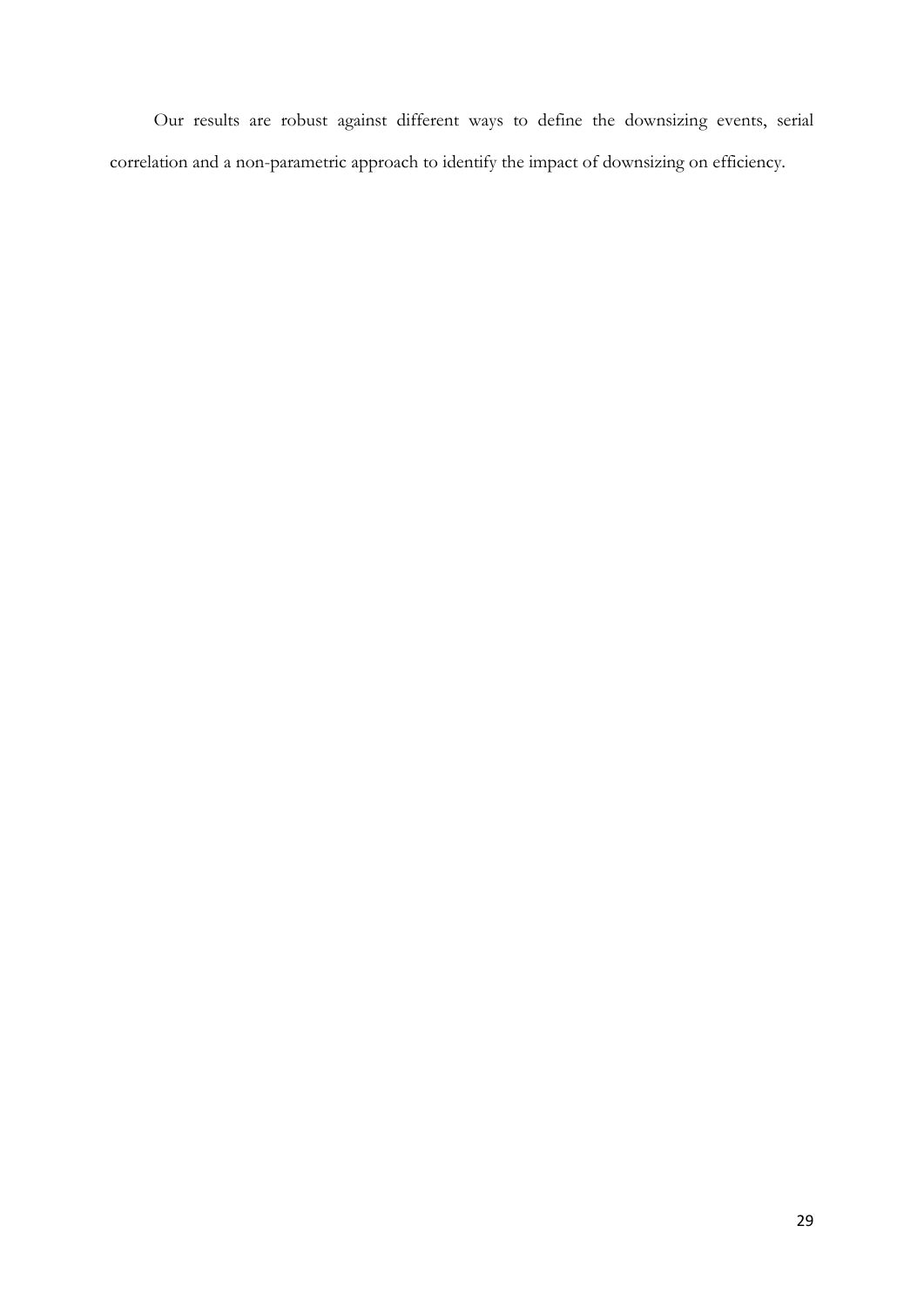Our results are robust against different ways to define the downsizing events, serial correlation and a non-parametric approach to identify the impact of downsizing on efficiency.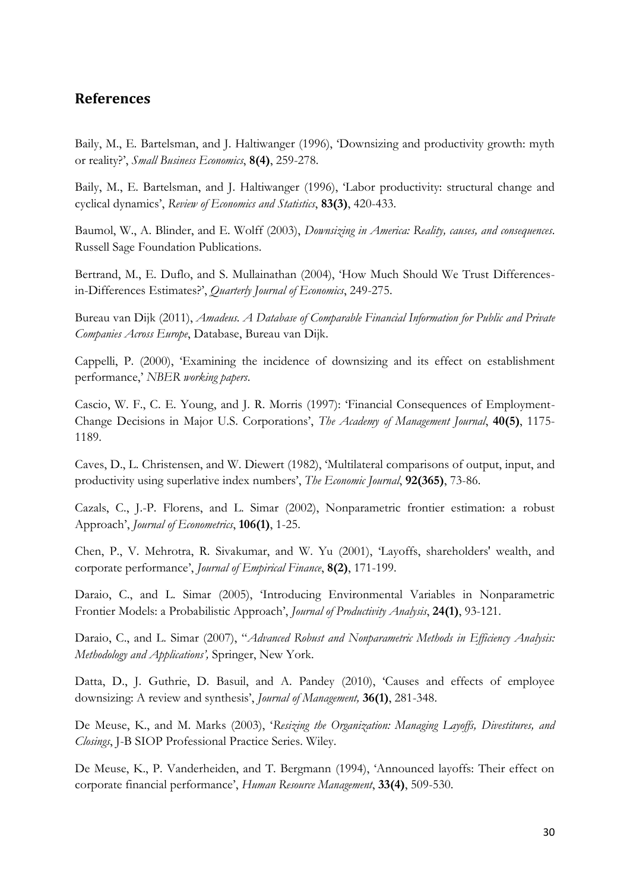## References

Baily, M., E. Bartelsman, and J. Haltiwanger (1996), 'Downsizing and productivity growth: myth or reality?', *Small Business Economics*, **8(4)**, 259-278.

Baily, M., E. Bartelsman, and J. Haltiwanger (1996), 'Labor productivity: structural change and cyclical dynamics', *Review of Economics and Statistics*, **83(3)**, 420-433.

Baumol, W., A. Blinder, and E. Wolff (2003), *Downsizing in America: Reality, causes, and consequences*. Russell Sage Foundation Publications.

Bertrand, M., E. Duflo, and S. Mullainathan (2004), 'How Much Should We Trust Differences-in-Differences Estimates?', *Quarterly Journal of Economics*, 249-275.

Bureau van Dijk (2011), *Amadeus. A Database of Comparable Financial Information for Public and Private Companies Across Europe*, Database, Bureau van Dijk.

Cappelli, P. (2000), 'Examining the incidence of downsizing and its effect on establishment performance,' *NBER working papers*.

Cascio, W. F., C. E. Young, and J. R. Morris (1997): 'Financial Consequences of Employment-Change Decisions in Major U.S. Corporations', *The Academy of Management Journal*, **40(5)**, 1175-1189.

Caves, D., L. Christensen, and W. Diewert (1982), 'Multilateral comparisons of output, input, and productivity using superlative index numbers', *The Economic Journal*, **92(365)**, 73-86.

Cazals, C., J.-P. Florens, and L. Simar (2002), Nonparametric frontier estimation: a robust Approach', *Journal of Econometrics*, **106(1)**, 1-25.

Chen, P., V. Mehrotra, R. Sivakumar, and W. Yu (2001), 'Layoffs, shareholders' wealth, and corporate performance', *Journal of Empirical Finance*, **8(2)**, 171-199.

Daraio, C., and L. Simar (2005), 'Introducing Environmental Variables in Nonparametric Frontier Models: a Probabilistic Approach', *Journal of Productivity Analysis*, **24(1)**, 93-121.

Daraio, C., and L. Simar (2007), "*Advanced Robust and Nonparametric Methods in Efficiency Analysis: Methodology and Applications',* Springer, New York.

Datta, D., J. Guthrie, D. Basuil, and A. Pandey (2010), 'Causes and effects of employee downsizing: A review and synthesis', *Journal of Management,* **36(1)**, 281-348.

De Meuse, K., and M. Marks (2003), '*Resizing the Organization: Managing Layoffs, Divestitures, and Closings*, J-B SIOP Professional Practice Series. Wiley.

De Meuse, K., P. Vanderheiden, and T. Bergmann (1994), 'Announced layoffs: Their effect on corporate financial performance', *Human Resource Management*, **33(4)**, 509-530.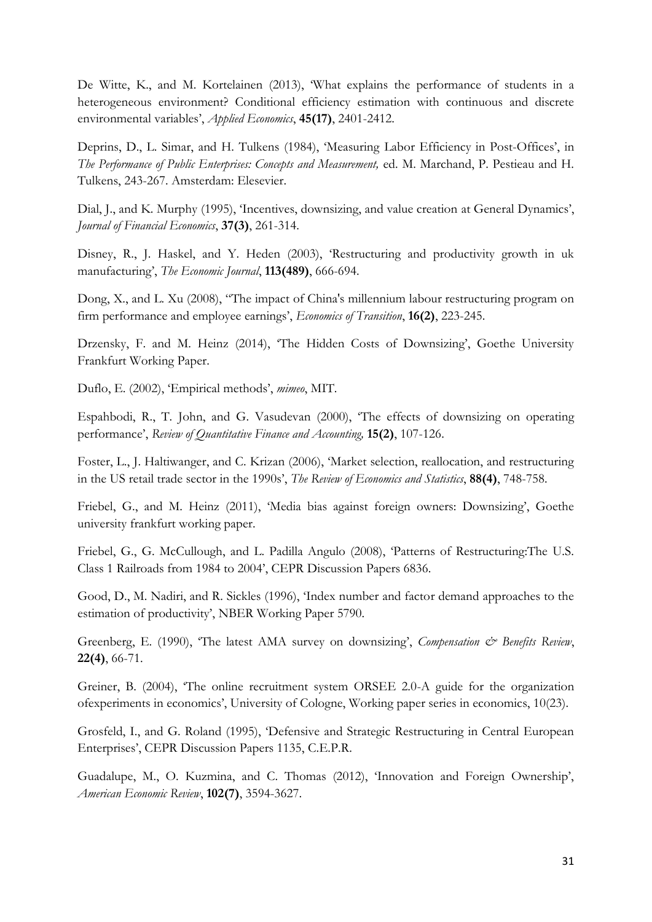De Witte, K., and M. Kortelainen (2013), 'What explains the performance of students in a heterogeneous environment? Conditional efficiency estimation with continuous and discrete environmental variables', *Applied Economics*, **45(17)**, 2401-2412.

Deprins, D., L. Simar, and H. Tulkens (1984), 'Measuring Labor Efficiency in Post-Offices', in *The Performance of Public Enterprises: Concepts and Measurement,* ed. M. Marchand, P. Pestieau and H. Tulkens, 243-267. Amsterdam: Elesevier.

Dial, J., and K. Murphy (1995), 'Incentives, downsizing, and value creation at General Dynamics', *Journal of Financial Economics*, **37(3)**, 261-314.

Disney, R., J. Haskel, and Y. Heden (2003), 'Restructuring and productivity growth in uk manufacturing', *The Economic Journal*, **113(489)**, 666-694.

Dong, X., and L. Xu (2008), ''The impact of China's millennium labour restructuring program on firm performance and employee earnings', *Economics of Transition*, **16(2)**, 223-245.

Drzensky, F. and M. Heinz (2014), 'The Hidden Costs of Downsizing', Goethe University Frankfurt Working Paper.

Duflo, E. (2002), 'Empirical methods', *mimeo*, MIT.

Espahbodi, R., T. John, and G. Vasudevan (2000), 'The effects of downsizing on operating performance', *Review of Quantitative Finance and Accounting,* **15(2)**, 107-126.

Foster, L., J. Haltiwanger, and C. Krizan (2006), 'Market selection, reallocation, and restructuring in the US retail trade sector in the 1990s', *The Review of Economics and Statistics*, **88(4)**, 748-758.

Friebel, G., and M. Heinz (2011), 'Media bias against foreign owners: Downsizing', Goethe university frankfurt working paper.

Friebel, G., G. McCullough, and L. Padilla Angulo (2008), 'Patterns of Restructuring:The U.S. Class 1 Railroads from 1984 to 2004', CEPR Discussion Papers 6836.

Good, D., M. Nadiri, and R. Sickles (1996), 'Index number and factor demand approaches to the estimation of productivity', NBER Working Paper 5790.

Greenberg, E. (1990), 'The latest AMA survey on downsizing', *Compensation & Benefits Review*, **22(4)**, 66-71.

Greiner, B. (2004), 'The online recruitment system ORSEE 2.0-A guide for the organization ofexperiments in economics', University of Cologne, Working paper series in economics, 10(23).

Grosfeld, I., and G. Roland (1995), 'Defensive and Strategic Restructuring in Central European Enterprises', CEPR Discussion Papers 1135, C.E.P.R.

Guadalupe, M., O. Kuzmina, and C. Thomas (2012), 'Innovation and Foreign Ownership', *American Economic Review*, **102(7)**, 3594-3627.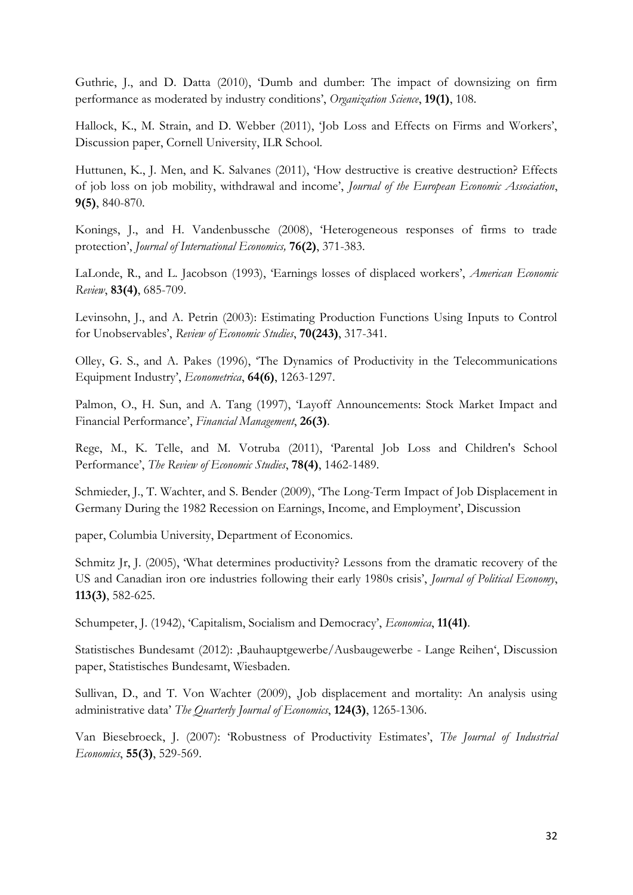Guthrie, J., and D. Datta (2010), 'Dumb and dumber: The impact of downsizing on firm performance as moderated by industry conditions', *Organization Science*, **19(1)**, 108.

Hallock, K., M. Strain, and D. Webber (2011), 'Job Loss and Effects on Firms and Workers', Discussion paper, Cornell University, ILR School.

Huttunen, K., J. Men, and K. Salvanes (2011), 'How destructive is creative destruction? Effects of job loss on job mobility, withdrawal and income', *Journal of the European Economic Association*, **9(5)**, 840-870.

Konings, J., and H. Vandenbussche (2008), 'Heterogeneous responses of firms to trade protection', *Journal of International Economics,* **76(2)**, 371-383.

LaLonde, R., and L. Jacobson (1993), 'Earnings losses of displaced workers', *American Economic Review*, **83(4)**, 685-709.

Levinsohn, J., and A. Petrin (2003): Estimating Production Functions Using Inputs to Control for Unobservables', *Review of Economic Studies*, **70(243)**, 317-341.

Olley, G. S., and A. Pakes (1996), 'The Dynamics of Productivity in the Telecommunications Equipment Industry', *Econometrica*, **64(6)**, 1263-1297.

Palmon, O., H. Sun, and A. Tang (1997), 'Layoff Announcements: Stock Market Impact and Financial Performance', *Financial Management*, **26(3)**.

Rege, M., K. Telle, and M. Votruba (2011), 'Parental Job Loss and Children's School Performance', *The Review of Economic Studies*, **78(4)**, 1462-1489.

Schmieder, J., T. Wachter, and S. Bender (2009), 'The Long-Term Impact of Job Displacement in Germany During the 1982 Recession on Earnings, Income, and Employment', Discussion

paper, Columbia University, Department of Economics.

Schmitz Jr, J. (2005), 'What determines productivity? Lessons from the dramatic recovery of the US and Canadian iron ore industries following their early 1980s crisis', *Journal of Political Economy*, **113(3)**, 582-625.

Schumpeter, J. (1942), 'Capitalism, Socialism and Democracy', *Economica*, **11(41)**.

Statistisches Bundesamt (2012): ‚Bauhauptgewerbe/Ausbaugewerbe - Lange Reihen', Discussion paper, Statistisches Bundesamt, Wiesbaden.

Sullivan, D., and T. Von Wachter (2009), ‚Job displacement and mortality: An analysis using administrative data' *The Quarterly Journal of Economics*, **124(3)**, 1265-1306.

Van Biesebroeck, J. (2007): 'Robustness of Productivity Estimates', *The Journal of Industrial Economics*, **55(3)**, 529-569.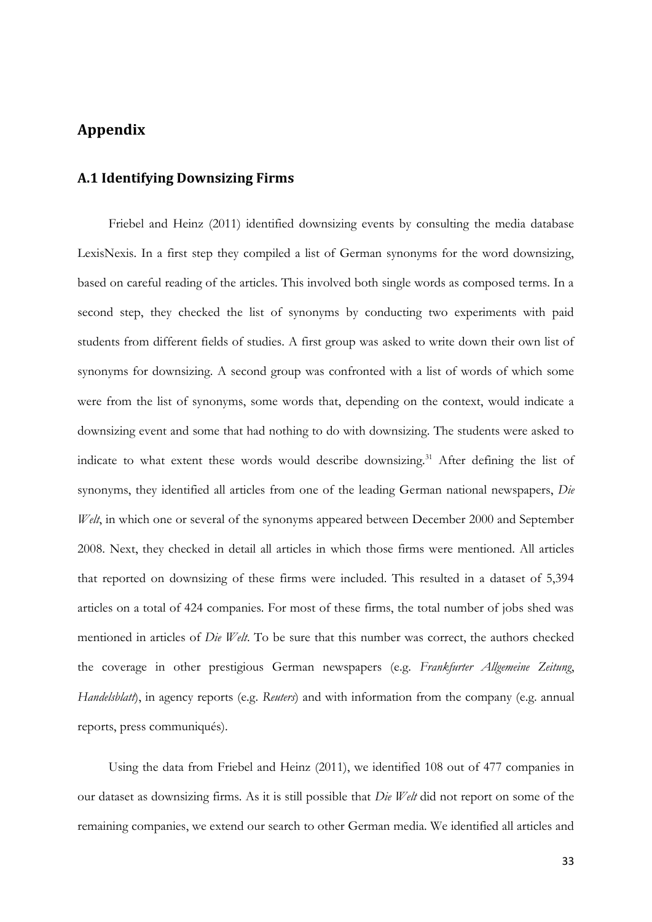## Appendix

### A.1 Identifying Downsizing Firms

Friebel and Heinz (2011) identified downsizing events by consulting the media database LexisNexis. In a first step they compiled a list of German synonyms for the word downsizing, based on careful reading of the articles. This involved both single words as composed terms. In a second step, they checked the list of synonyms by conducting two experiments with paid students from different fields of studies. A first group was asked to write down their own list of synonyms for downsizing. A second group was confronted with a list of words of which some were from the list of synonyms, some words that, depending on the context, would indicate a downsizing event and some that had nothing to do with downsizing. The students were asked to indicate to what extent these words would describe downsizing.[31] After defining the list of synonyms, they identified all articles from one of the leading German national newspapers, *Die Welt*, in which one or several of the synonyms appeared between December 2000 and September 2008. Next, they checked in detail all articles in which those firms were mentioned. All articles that reported on downsizing of these firms were included. This resulted in a dataset of 5,394 articles on a total of 424 companies. For most of these firms, the total number of jobs shed was mentioned in articles of *Die Welt*. To be sure that this number was correct, the authors checked the coverage in other prestigious German newspapers (e.g. *Frankfurter Allgemeine Zeitung*, *Handelsblatt*), in agency reports (e.g. *Reuters*) and with information from the company (e.g. annual reports, press communiqués).

Using the data from Friebel and Heinz (2011), we identified 108 out of 477 companies in our dataset as downsizing firms. As it is still possible that *Die Welt* did not report on some of the remaining companies, we extend our search to other German media. We identified all articles and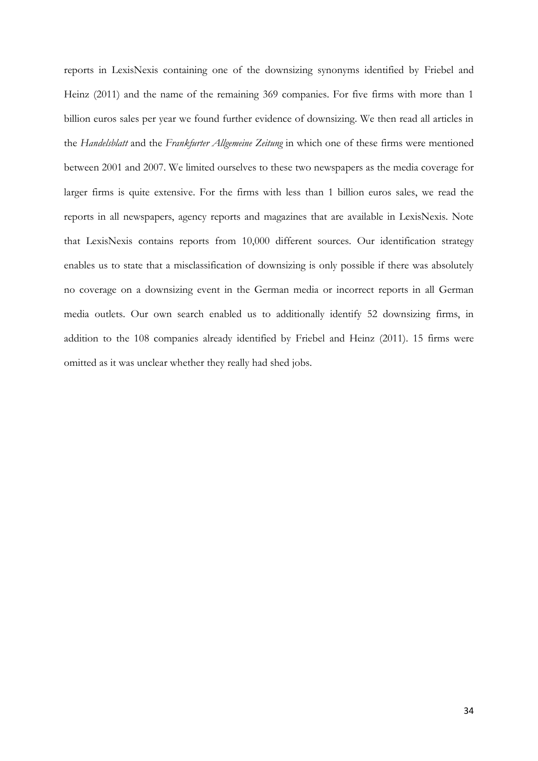reports in LexisNexis containing one of the downsizing synonyms identified by Friebel and Heinz (2011) and the name of the remaining 369 companies. For five firms with more than 1 billion euros sales per year we found further evidence of downsizing. We then read all articles in the *Handelsblatt* and the *Frankfurter Allgemeine Zeitung* in which one of these firms were mentioned between 2001 and 2007. We limited ourselves to these two newspapers as the media coverage for larger firms is quite extensive. For the firms with less than 1 billion euros sales, we read the reports in all newspapers, agency reports and magazines that are available in LexisNexis. Note that LexisNexis contains reports from 10,000 different sources. Our identification strategy enables us to state that a misclassification of downsizing is only possible if there was absolutely no coverage on a downsizing event in the German media or incorrect reports in all German media outlets. Our own search enabled us to additionally identify 52 downsizing firms, in addition to the 108 companies already identified by Friebel and Heinz (2011). 15 firms were omitted as it was unclear whether they really had shed jobs.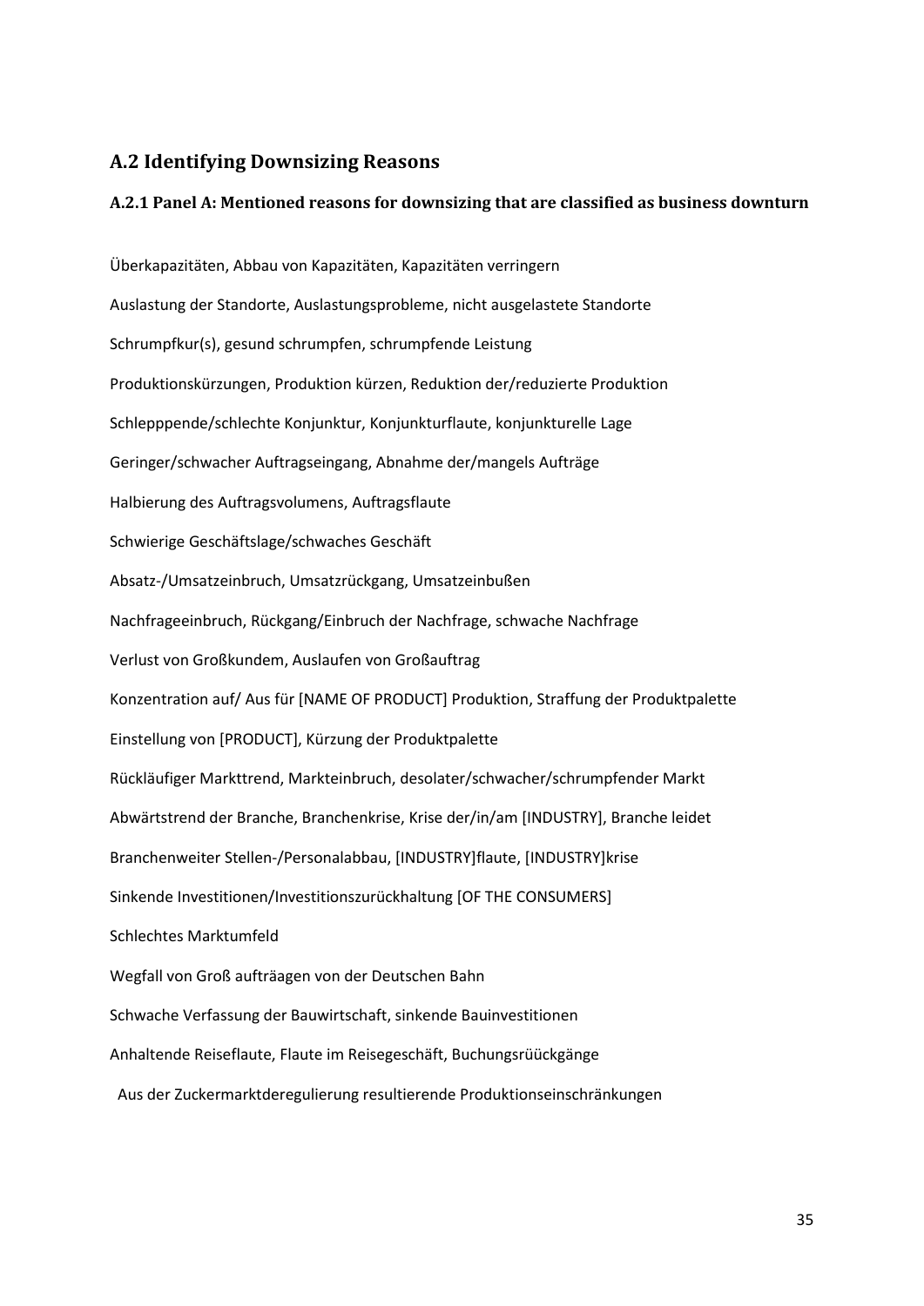## A.2 Identifying Downsizing Reasons

### A.2.1 Panel A: Mentioned reasons for downsizing that are classified as business downturn

Überkapazitäten, Abbau von Kapazitäten, Kapazitäten verringern

Auslastung der Standorte, Auslastungsprobleme, nicht ausgelastete Standorte

Schrumpfkur(s), gesund schrumpfen, schrumpfende Leistung

Produktionskürzungen, Produktion kürzen, Reduktion der/reduzierte Produktion

Schlepppende/schlechte Konjunktur, Konjunkturflaute, konjunkturelle Lage

Geringer/schwacher Auftragseingang, Abnahme der/mangels Aufträge

Halbierung des Auftragsvolumens, Auftragsflaute

Schwierige Geschäftslage/schwaches Geschäft

Absatz-/Umsatzeinbruch, Umsatzrückgang, Umsatzeinbußen

Nachfrageeinbruch, Rückgang/Einbruch der Nachfrage, schwache Nachfrage

Verlust von Großkundem, Auslaufen von Großauftrag

Konzentration auf/ Aus für [NAME OF PRODUCT] Produktion, Straffung der Produktpalette

Einstellung von [PRODUCT], Kürzung der Produktpalette

Rückläufiger Markttrend, Markteinbruch, desolater/schwacher/schrumpfender Markt

Abwärtstrend der Branche, Branchenkrise, Krise der/in/am [INDUSTRY], Branche leidet

Branchenweiter Stellen-/Personalabbau, [INDUSTRY]flaute, [INDUSTRY]krise

Sinkende Investitionen/Investitionszurückhaltung [OF THE CONSUMERS]

Schlechtes Marktumfeld

Wegfall von Groß aufträagen von der Deutschen Bahn

Schwache Verfassung der Bauwirtschaft, sinkende Bauinvestitionen

Anhaltende Reiseflaute, Flaute im Reisegeschäft, Buchungsrüückgänge

Aus der Zuckermarktderegulierung resultierende Produktionseinschränkungen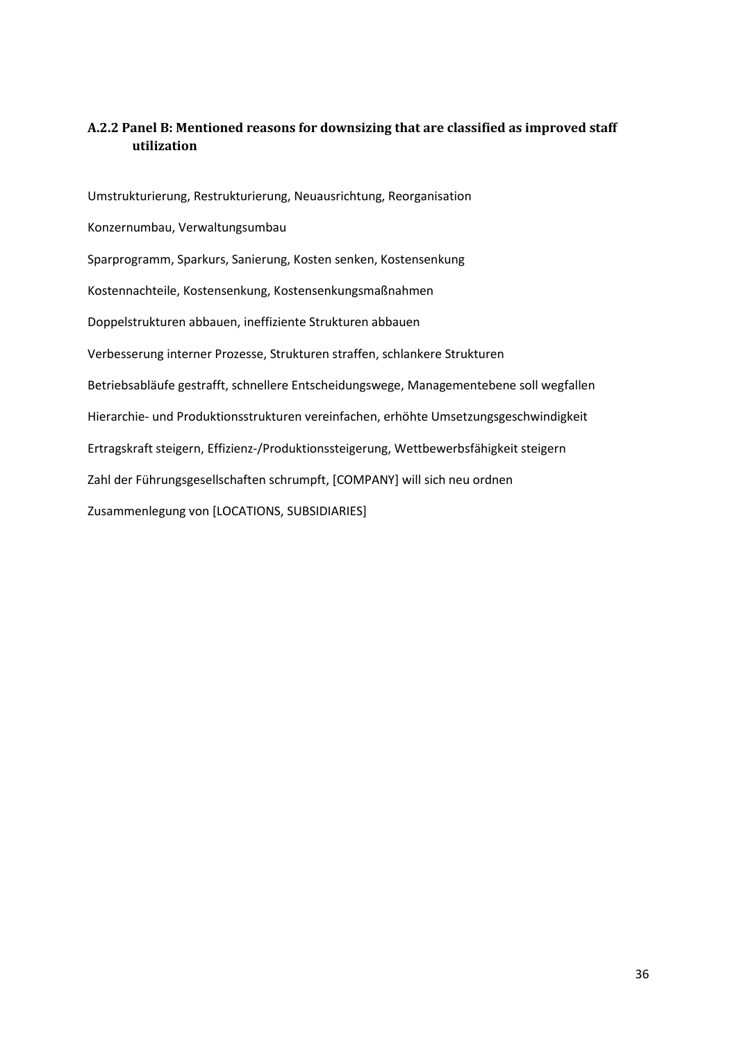### A.2.2 Panel B: Mentioned reasons for downsizing that are classified as improved staff utilization

Umstrukturierung, Restrukturierung, Neuausrichtung, Reorganisation

Konzernumbau, Verwaltungsumbau

Sparprogramm, Sparkurs, Sanierung, Kosten senken, Kostensenkung

Kostennachteile, Kostensenkung, Kostensenkungsmaßnahmen

Doppelstrukturen abbauen, ineffiziente Strukturen abbauen

Verbesserung interner Prozesse, Strukturen straffen, schlankere Strukturen

Betriebsabläufe gestrafft, schnellere Entscheidungswege, Managementebene soll wegfallen

Hierarchie- und Produktionsstrukturen vereinfachen, erhöhte Umsetzungsgeschwindigkeit

Ertragskraft steigern, Effizienz-/Produktionssteigerung, Wettbewerbsfähigkeit steigern

Zahl der Führungsgesellschaften schrumpft, [COMPANY] will sich neu ordnen

Zusammenlegung von [LOCATIONS, SUBSIDIARIES]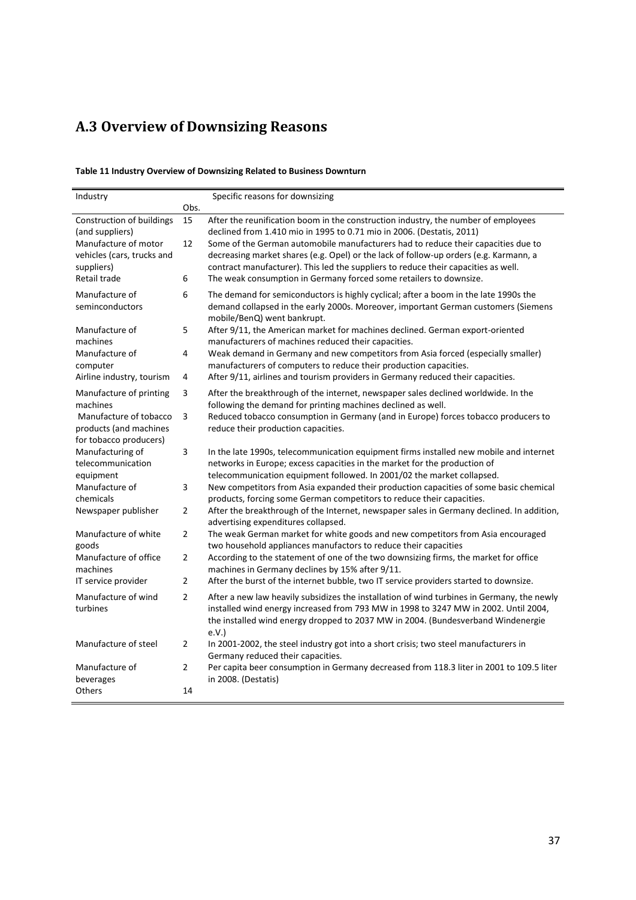## A.3 Overview of Downsizing Reasons

**Table 11 Industry Overview of Downsizing Related to Business Downturn**

| Industry | Obs. | Specific reasons for downsizing |
|---|---|---|
| Construction of buildings (and suppliers) | 15 | After the reunification boom in the construction industry, the number of employees declined from 1.410 mio in 1995 to 0.71 mio in 2006. (Destatis, 2011) |
| Manufacture of motor vehicles (cars, trucks and suppliers) | 12 | Some of the German automobile manufacturers had to reduce their capacities due to decreasing market shares (e.g. Opel) or the lack of follow-up orders (e.g. Karmann, a contract manufacturer). This led the suppliers to reduce their capacities as well. |
| Retail trade | 6 | The weak consumption in Germany forced some retailers to downsize. |
| Manufacture of seminconductors | 6 | The demand for semiconductors is highly cyclical; after a boom in the late 1990s the demand collapsed in the early 2000s. Moreover, important German customers (Siemens mobile/BenQ) went bankrupt. |
| Manufacture of machines | 5 | After 9/11, the American market for machines declined. German export-oriented manufacturers of machines reduced their capacities. |
| Manufacture of computer | 4 | Weak demand in Germany and new competitors from Asia forced (especially smaller) manufacturers of computers to reduce their production capacities. |
| Airline industry, tourism | 4 | After 9/11, airlines and tourism providers in Germany reduced their capacities. |
| Manufacture of printing machines | 3 | After the breakthrough of the internet, newspaper sales declined worldwide. In the following the demand for printing machines declined as well. |
| Manufacture of tobacco products (and machines for tobacco producers) | 3 | Reduced tobacco consumption in Germany (and in Europe) forces tobacco producers to reduce their production capacities. |
| Manufacturing of telecommunication equipment | 3 | In the late 1990s, telecommunication equipment firms installed new mobile and internet networks in Europe; excess capacities in the market for the production of telecommunication equipment followed. In 2001/02 the market collapsed. |
| Manufacture of chemicals | 3 | New competitors from Asia expanded their production capacities of some basic chemical products, forcing some German competitors to reduce their capacities. |
| Newspaper publisher | 2 | After the breakthrough of the Internet, newspaper sales in Germany declined. In addition, advertising expenditures collapsed. |
| Manufacture of white goods | 2 | The weak German market for white goods and new competitors from Asia encouraged two household appliances manufactors to reduce their capacities |
| Manufacture of office machines | 2 | According to the statement of one of the two downsizing firms, the market for office machines in Germany declines by 15% after 9/11. |
| IT service provider | 2 | After the burst of the internet bubble, two IT service providers started to downsize. |
| Manufacture of wind turbines | 2 | After a new law heavily subsidizes the installation of wind turbines in Germany, the newly installed wind energy increased from 793 MW in 1998 to 3247 MW in 2002. Until 2004, the installed wind energy dropped to 2037 MW in 2004. (Bundesverband Windenergie e.V.) |
| Manufacture of steel | 2 | In 2001-2002, the steel industry got into a short crisis; two steel manufacturers in Germany reduced their capacities. |
| Manufacture of beverages | 2 | Per capita beer consumption in Germany decreased from 118.3 liter in 2001 to 109.5 liter in 2008. (Destatis) |
| Others | 14 | |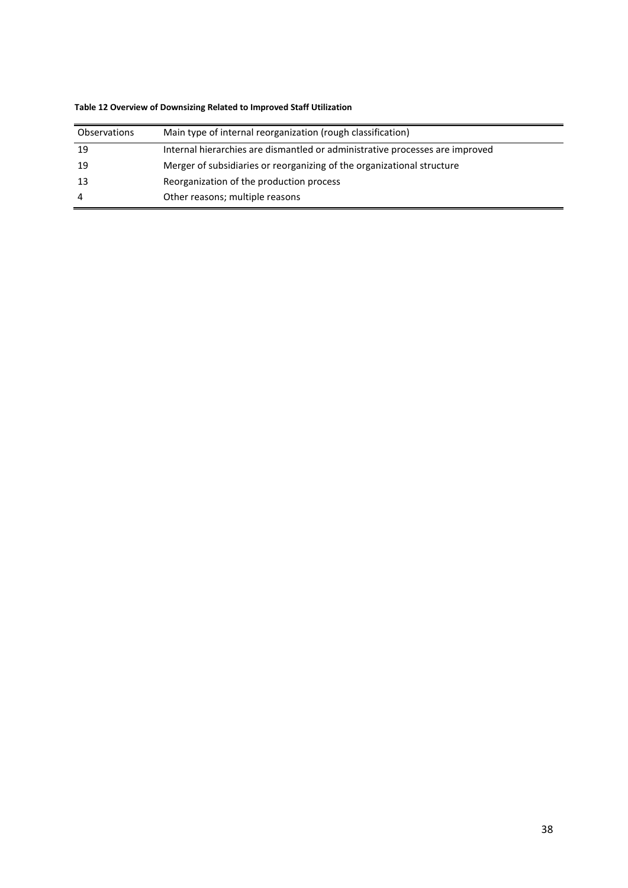**Table 12 Overview of Downsizing Related to Improved Staff Utilization**

| Observations | Main type of internal reorganization (rough classification) |
|---|---|
| 19 | Internal hierarchies are dismantled or administrative processes are improved |
| 19 | Merger of subsidiaries or reorganizing of the organizational structure |
| 13 | Reorganization of the production process |
| 4 | Other reasons; multiple reasons |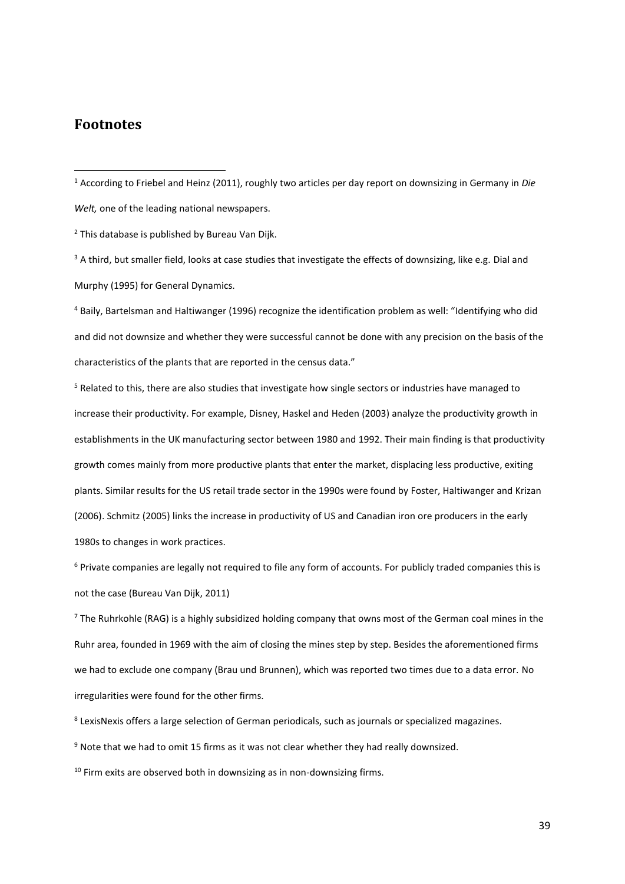## Footnotes

[1] According to Friebel and Heinz (2011), roughly two articles per day report on downsizing in Germany in *Die Welt,* one of the leading national newspapers.

[2] This database is published by Bureau Van Dijk.

[3] A third, but smaller field, looks at case studies that investigate the effects of downsizing, like e.g. Dial and Murphy (1995) for General Dynamics.

[4] Baily, Bartelsman and Haltiwanger (1996) recognize the identification problem as well: "Identifying who did and did not downsize and whether they were successful cannot be done with any precision on the basis of the characteristics of the plants that are reported in the census data."

[5] Related to this, there are also studies that investigate how single sectors or industries have managed to increase their productivity. For example, Disney, Haskel and Heden (2003) analyze the productivity growth in establishments in the UK manufacturing sector between 1980 and 1992. Their main finding is that productivity growth comes mainly from more productive plants that enter the market, displacing less productive, exiting plants. Similar results for the US retail trade sector in the 1990s were found by Foster, Haltiwanger and Krizan (2006). Schmitz (2005) links the increase in productivity of US and Canadian iron ore producers in the early 1980s to changes in work practices.

[6] Private companies are legally not required to file any form of accounts. For publicly traded companies this is not the case (Bureau Van Dijk, 2011)

[7] The Ruhrkohle (RAG) is a highly subsidized holding company that owns most of the German coal mines in the Ruhr area, founded in 1969 with the aim of closing the mines step by step. Besides the aforementioned firms we had to exclude one company (Brau und Brunnen), which was reported two times due to a data error. No irregularities were found for the other firms.

[8] LexisNexis offers a large selection of German periodicals, such as journals or specialized magazines.

[9] Note that we had to omit 15 firms as it was not clear whether they had really downsized.

[10] Firm exits are observed both in downsizing as in non-downsizing firms.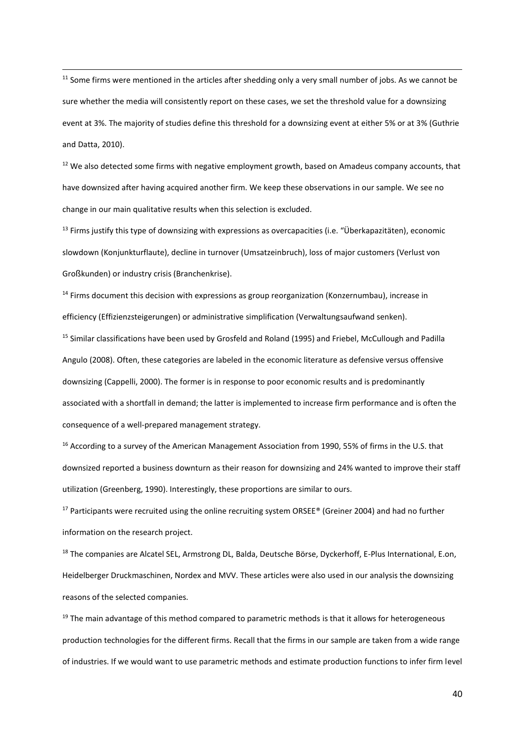[11] Some firms were mentioned in the articles after shedding only a very small number of jobs. As we cannot be sure whether the media will consistently report on these cases, we set the threshold value for a downsizing event at 3%. The majority of studies define this threshold for a downsizing event at either 5% or at 3% (Guthrie and Datta, 2010).

[12] We also detected some firms with negative employment growth, based on Amadeus company accounts, that have downsized after having acquired another firm. We keep these observations in our sample. We see no change in our main qualitative results when this selection is excluded.

[13] Firms justify this type of downsizing with expressions as overcapacities (i.e. "Überkapazitäten), economic slowdown (Konjunkturflaute), decline in turnover (Umsatzeinbruch), loss of major customers (Verlust von Großkunden) or industry crisis (Branchenkrise).

[14] Firms document this decision with expressions as group reorganization (Konzernumbau), increase in efficiency (Effizienzsteigerungen) or administrative simplification (Verwaltungsaufwand senken).

[15] Similar classifications have been used by Grosfeld and Roland (1995) and Friebel, McCullough and Padilla Angulo (2008). Often, these categories are labeled in the economic literature as defensive versus offensive downsizing (Cappelli, 2000). The former is in response to poor economic results and is predominantly associated with a shortfall in demand; the latter is implemented to increase firm performance and is often the consequence of a well-prepared management strategy.

[16] According to a survey of the American Management Association from 1990, 55% of firms in the U.S. that downsized reported a business downturn as their reason for downsizing and 24% wanted to improve their staff utilization (Greenberg, 1990). Interestingly, these proportions are similar to ours.

[17] Participants were recruited using the online recruiting system ORSEE® (Greiner 2004) and had no further information on the research project.

[18] The companies are Alcatel SEL, Armstrong DL, Balda, Deutsche Börse, Dyckerhoff, E-Plus International, E.on, Heidelberger Druckmaschinen, Nordex and MVV. These articles were also used in our analysis the downsizing reasons of the selected companies.

[19] The main advantage of this method compared to parametric methods is that it allows for heterogeneous production technologies for the different firms. Recall that the firms in our sample are taken from a wide range of industries. If we would want to use parametric methods and estimate production functions to infer firm level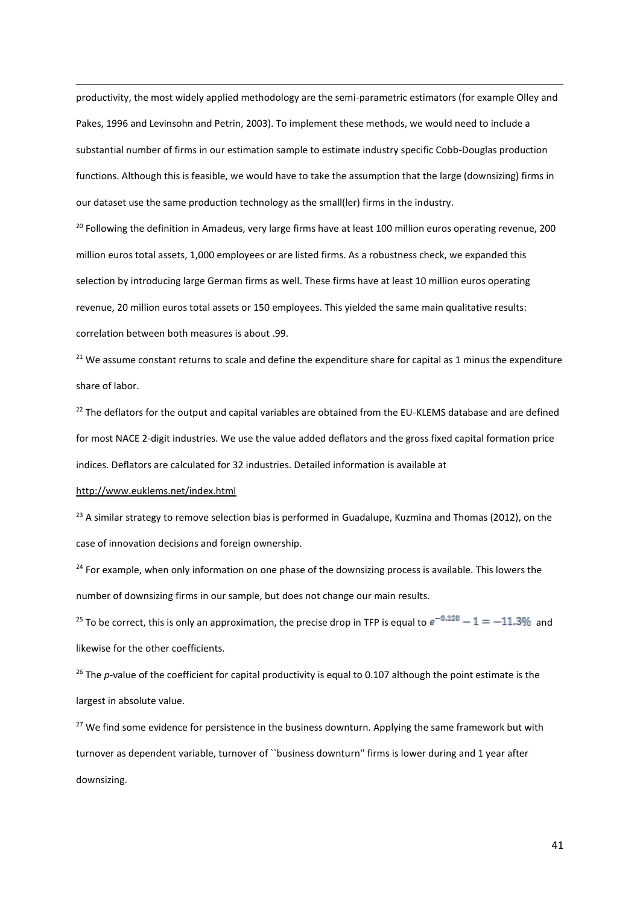productivity, the most widely applied methodology are the semi-parametric estimators (for example Olley and Pakes, 1996 and Levinsohn and Petrin, 2003). To implement these methods, we would need to include a substantial number of firms in our estimation sample to estimate industry specific Cobb-Douglas production functions. Although this is feasible, we would have to take the assumption that the large (downsizing) firms in our dataset use the same production technology as the small(ler) firms in the industry.

[20] Following the definition in Amadeus, very large firms have at least 100 million euros operating revenue, 200 million euros total assets, 1,000 employees or are listed firms. As a robustness check, we expanded this selection by introducing large German firms as well. These firms have at least 10 million euros operating revenue, 20 million euros total assets or 150 employees. This yielded the same main qualitative results: correlation between both measures is about .99.

[21] We assume constant returns to scale and define the expenditure share for capital as 1 minus the expenditure share of labor.

[22] The deflators for the output and capital variables are obtained from the EU-KLEMS database and are defined for most NACE 2-digit industries. We use the value added deflators and the gross fixed capital formation price indices. Deflators are calculated for 32 industries. Detailed information is available at http://www.euklems.net/index.html

[23] A similar strategy to remove selection bias is performed in Guadalupe, Kuzmina and Thomas (2012), on the case of innovation decisions and foreign ownership.

[24] For example, when only information on one phase of the downsizing process is available. This lowers the number of downsizing firms in our sample, but does not change our main results.

[25] To be correct, this is only an approximation, the precise drop in TFP is equal to $e^{-0.120} - 1 = -11.3\%$ and likewise for the other coefficients.

[26] The *p*-value of the coefficient for capital productivity is equal to 0.107 although the point estimate is the largest in absolute value.

[27] We find some evidence for persistence in the business downturn. Applying the same framework but with turnover as dependent variable, turnover of ``business downturn'' firms is lower during and 1 year after downsizing.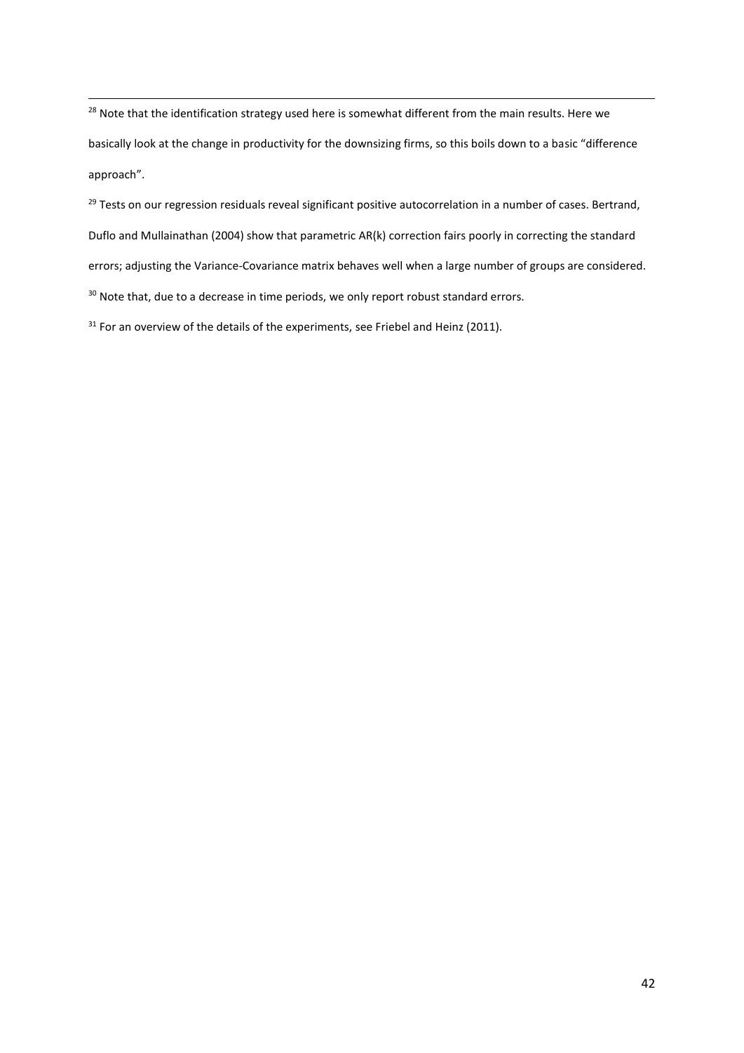[28] Note that the identification strategy used here is somewhat different from the main results. Here we basically look at the change in productivity for the downsizing firms, so this boils down to a basic “difference approach”.

[29] Tests on our regression residuals reveal significant positive autocorrelation in a number of cases. Bertrand, Duflo and Mullainathan (2004) show that parametric AR(k) correction fairs poorly in correcting the standard errors; adjusting the Variance-Covariance matrix behaves well when a large number of groups are considered.

[30] Note that, due to a decrease in time periods, we only report robust standard errors.

[31] For an overview of the details of the experiments, see Friebel and Heinz (2011).